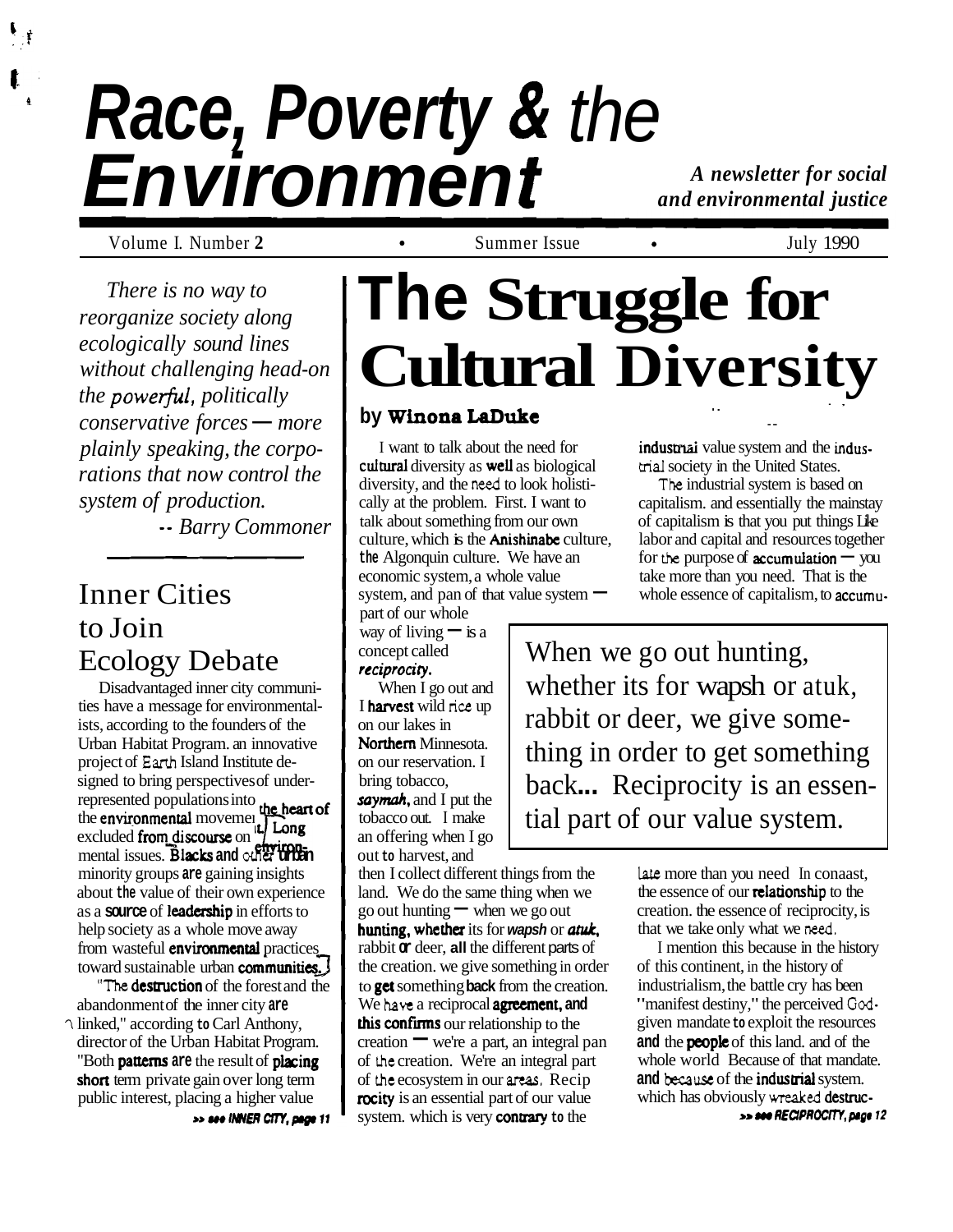# Race, Poverty & the Environment

*A newsletter for social and environmental justice*

Volume I. Number 2 • Summer Issue • July 1990

*There is no way to reorganize society along ecologically sound lines without challenging head-on the powerful, politically conservative forces — more plainly speaking, the corporations that now control the system of production.*

*-- Barry Commoner*

## Inner Cities to Join Ecology Debate

Disadvantaged inner city communities have a message for environmentalists, according to the founders of the Urban Habitat Program. an innovative project of Earth Island Institute designed to bring perspectives of under-represented populations into the heart of the environmental movement. Long excluded from discourse on environmental issues. Blacks and other urban minority groups are gaining insights about the value of their own experience as a source of leadership in efforts to help society as a whole move away from wasteful environmental practices toward sustainable urban communities.

"The destruction of the forest and the abandonment of the inner city are linked," according to Carl Anthony, director of the Urban Habitat Program. "Both patterns are the result of placing short term private gain over long term public interest, placing a higher value

>> see INNER CITY, page 11

# The Struggle for Cultural Diversity

## by Winona LaDuke

I want to talk about the need for cultural diversity as well as biological diversity, and the need to look holistically at the problem. First. I want to talk about something from our own culture, which is the Anishinabe culture, the Algonquin culture. We have an economic system, a whole value system, and pan of that value system — part of our whole way of living — is a concept called *reciprocity*.

When I go out and I harvest wild rice up on our lakes in Northern Minnesota. on our reservation. I bring tobacco, *saymah*, and I put the tobacco out. I make an offering when I go out to harvest, and then I collect different things from the land. We do the same thing when we go out hunting — when we go out hunting, whether its for *wapsh* or *atuk*, rabbit or deer, all the different parts of the creation. we give something in order to get something back from the creation. We have a reciprocal agreement, and this confirms our relationship to the creation — we're a part, an integral pan of the creation. We're an integral part of the ecosystem in our areas. Reciprocity is an essential part of our value system. which is very contrary to the industrial value system and the industrial society in the United States.

> When we go out hunting, whether its for wapsh or atuk, rabbit or deer, we give something in order to get something back... Reciprocity is an essential part of our value system.

The industrial system is based on capitalism. and essentially the mainstay of capitalism is that you put things Like labor and capital and resources together for the purpose of accumulation — you take more than you need. That is the whole essence of capitalism, to accumulate more than you need In conaast, the essence of our relationship to the creation. the essence of reciprocity, is that we take only what we need.

I mention this because in the history of this continent, in the history of industrialism, the battle cry has been "manifest destiny," the perceived God-given mandate to exploit the resources and the people of this land. and of the whole world Because of that mandate. and because of the industrial system. which has obviously wreaked destruc-

>> see RECIPROCITY, page 12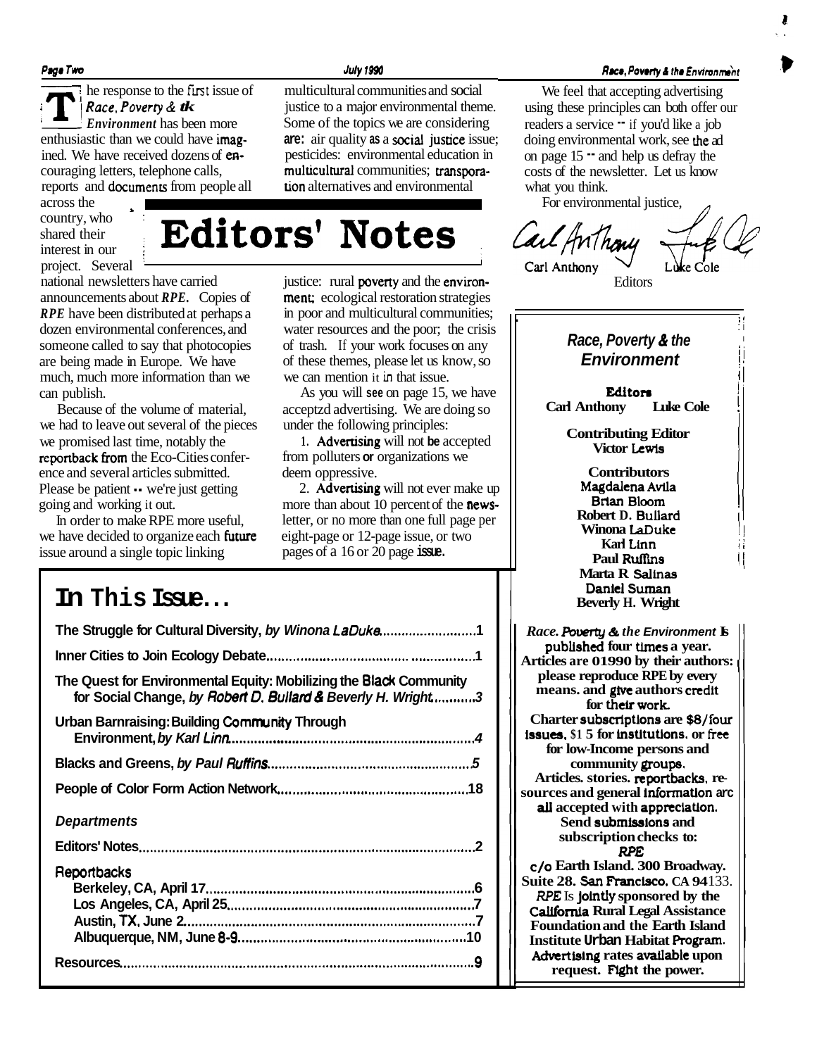# Editors' Notes

The response to the first issue of *Race, Poverty & the Environment* has been more enthusiastic than we could have imagined. We have received dozens of encouraging letters, telephone calls, reports and documents from people all across the country, who shared their interest in our project. Several national newsletters have carried announcements about *RPE*. Copies of *RPE* have been distributed at perhaps a dozen environmental conferences, and someone called to say that photocopies are being made in Europe. We have much, much more information than we can publish.

Because of the volume of material, we had to leave out several of the pieces we promised last time, notably the reportback from the Eco-Cities conference and several articles submitted. Please be patient -- we're just getting going and working it out.

In order to make RPE more useful, we have decided to organize each future issue around a single topic linking multicultural communities and social justice to a major environmental theme. Some of the topics we are considering are: air quality as a social justice issue; pesticides: environmental education in multicultural communities; transportation alternatives and environmental justice: rural poverty and the environment; ecological restoration strategies in poor and multicultural communities; water resources and the poor; the crisis of trash. If your work focuses on any of these themes, please let us know, so we can mention it in that issue.

As you will see on page 15, we have acceptzd advertising. We are doing so under the following principles:

1. Advertising will not be accepted from polluters or organizations we deem oppressive.

2. Advertising will not ever make up more than about 10 percent of the newsletter, or no more than one full page per eight-page or 12-page issue, or two pages of a 16 or 20 page issue.

We feel that accepting advertising using these principles can both offer our readers a service -- if you'd like a job doing environmental work, see the ad on page 15 -- and help us defray the costs of the newsletter. Let us know what you think.

For environmental justice,

Carl Anthony    Luke Cole
Editors

## In This Issue...

**The Struggle for Cultural Diversity,** *by Winona LaDuke*..........1

**Inner Cities to Join Ecology Debate**..........1

**The Quest for Environmental Equity: Mobilizing the Black Community for Social Change,** *by Robert D. Bullard & Beverly H. Wright*..........3

**Urban Barnraising: Building Community Through Environment,** *by Karl Linn*..........4

**Blacks and Greens,** *by Paul Ruffins*..........5

**People of Color Form Action Network**..........18

*Departments*

**Editors' Notes**..........2

**Reportbacks**
- **Berkeley, CA, April 17**..........6
- **Los Angeles, CA, April 25**..........7
- **Austin, TX, June 2**..........7
- **Albuquerque, NM, June 8-9**..........10

**Resources**..........9

---

***Race, Poverty & the Environment***

**Editors**
**Carl Anthony    Luke Cole**

**Contributing Editor**
**Victor Lewis**

**Contributors**
**Magdalena Avila**
**Brian Bloom**
**Robert D. Bullard**
**Winona LaDuke**
**Karl Linn**
**Paul Ruffins**
**Marta R Salinas**
**Daniel Suman**
**Beverly H. Wright**

***Race. Poverty & the Environment* is published four times a year. Articles are ©1990 by their authors: please reproduce RPE by every means. and give authors credit for their work. Charter subscriptions are $8/four issues. $15 for institutions. or free for low-Income persons and community groups. Articles. stories. reportbacks, resources and general information arc all accepted with appreciation. Send submissions and subscription checks to: *RPE* c/o Earth Island. 300 Broadway. Suite 28. San Francisco. CA 94133. *RPE* Is jointly sponsored by the California Rural Legal Assistance Foundation and the Earth Island Institute Urban Habitat Program. Advertising rates available upon request. Fight the power.**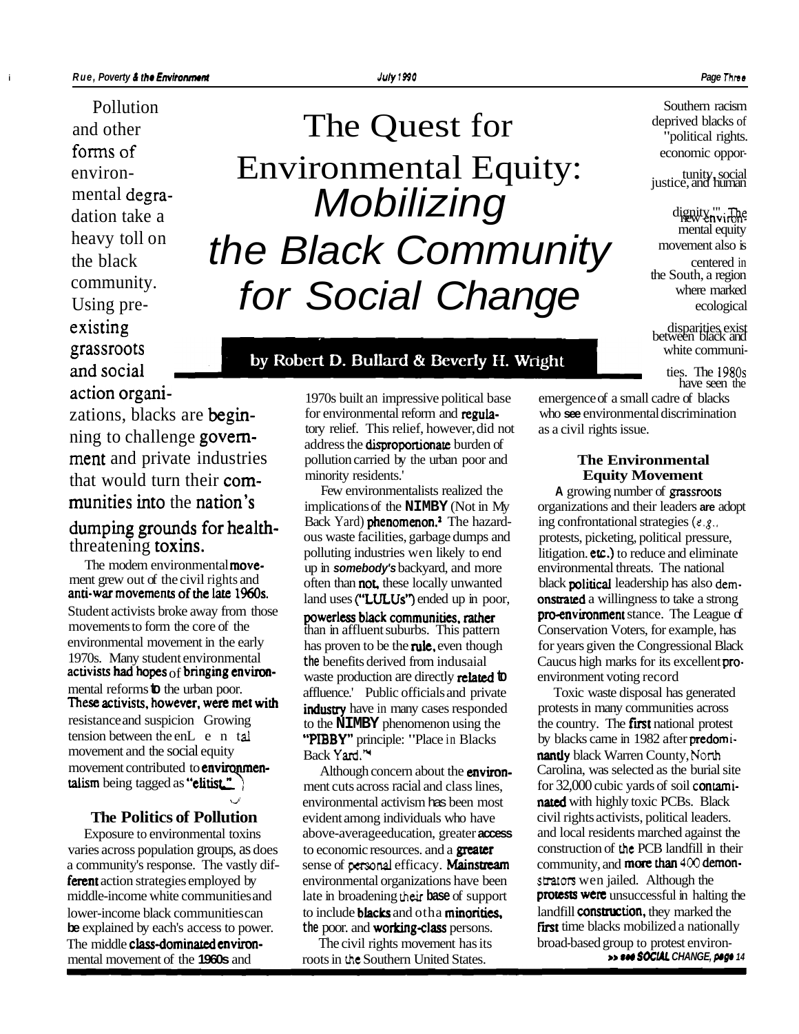# The Quest for Environmental Equity: *Mobilizing the Black Community for Social Change*

**by Robert D. Bullard & Beverly H. Wright**

Pollution and other forms of environmental degradation take a heavy toll on the black community. Using pre-existing grassroots and social action organizations, blacks are beginning to challenge government and private industries that would turn their communities into the nation's dumping grounds for health-threatening toxins.

The modern environmental movement grew out of the civil rights and anti-war movements of the late 1960s. Student activists broke away from those movements to form the core of the environmental movement in the early 1970s. Many student environmental activists had hopes of bringing environmental reforms to the urban poor. These activists, however, were met with resistance and suspicion. Growing tension between the environmental movement and the social equity movement contributed to environmentalism being tagged as "elitist."

## The Politics of Pollution

Exposure to environmental toxins varies across population groups, as does a community's response. The vastly different action strategies employed by middle-income white communities and lower-income black communities can be explained by each's access to power. The middle class-dominated environmental movement of the 1960s and 1970s built an impressive political base for environmental reform and regulatory relief. This relief, however, did not address the disproportionate burden of pollution carried by the urban poor and minority residents.[1]

Few environmentalists realized the implications of the **NIMBY** (Not in My Back Yard) phenomenon.[2] The hazardous waste facilities, garbage dumps and polluting industries were likely to end up in *somebody's* backyard, and more often than not, these locally unwanted land uses ("LULUs") ended up in poor, powerless black communities, rather than in affluent suburbs. This pattern has proven to be the rule, even though the benefits derived from industrial waste production are directly related to affluence.[3] Public officials and private industry have in many cases responded to the **NIMBY** phenomenon using the **"PIBBY"** principle: "Place in Blacks Back Yard."[4]

Although concern about the environment cuts across racial and class lines, environmental activism has been most evident among individuals who have above-average education, greater access to economic resources, and a greater sense of personal efficacy. Mainstream environmental organizations have been late in broadening their base of support to include blacks and other minorities, the poor, and working-class persons.

The civil rights movement has its roots in the Southern United States. Southern racism deprived blacks of "political rights, economic opportunity, social justice, and human dignity."[5] The new environmental equity movement also is centered in the South, a region where marked ecological disparities exist between black and white communities. The 1980s have seen the emergence of a small cadre of blacks who see environmental discrimination as a civil rights issue.

## The Environmental Equity Movement

A growing number of grassroots organizations and their leaders are adopting confrontational strategies (*e.g.*, protests, picketing, political pressure, litigation, etc.) to reduce and eliminate environmental threats. The national black political leadership has also demonstrated a willingness to take a strong pro-environment stance. The League of Conservation Voters, for example, has for years given the Congressional Black Caucus high marks for its excellent pro-environment voting record.

Toxic waste disposal has generated protests in many communities across the country. The first national protest by blacks came in 1982 after predominantly black Warren County, North Carolina, was selected as the burial site for 32,000 cubic yards of soil contaminated with highly toxic PCBs. Black civil rights activists, political leaders, and local residents marched against the construction of the PCB landfill in their community, and more than 400 demonstrators were jailed. Although the protests were unsuccessful in halting the landfill construction, they marked the first time blacks mobilized a nationally broad-based group to protest environ-

*>> see SOCIAL CHANGE, page 14*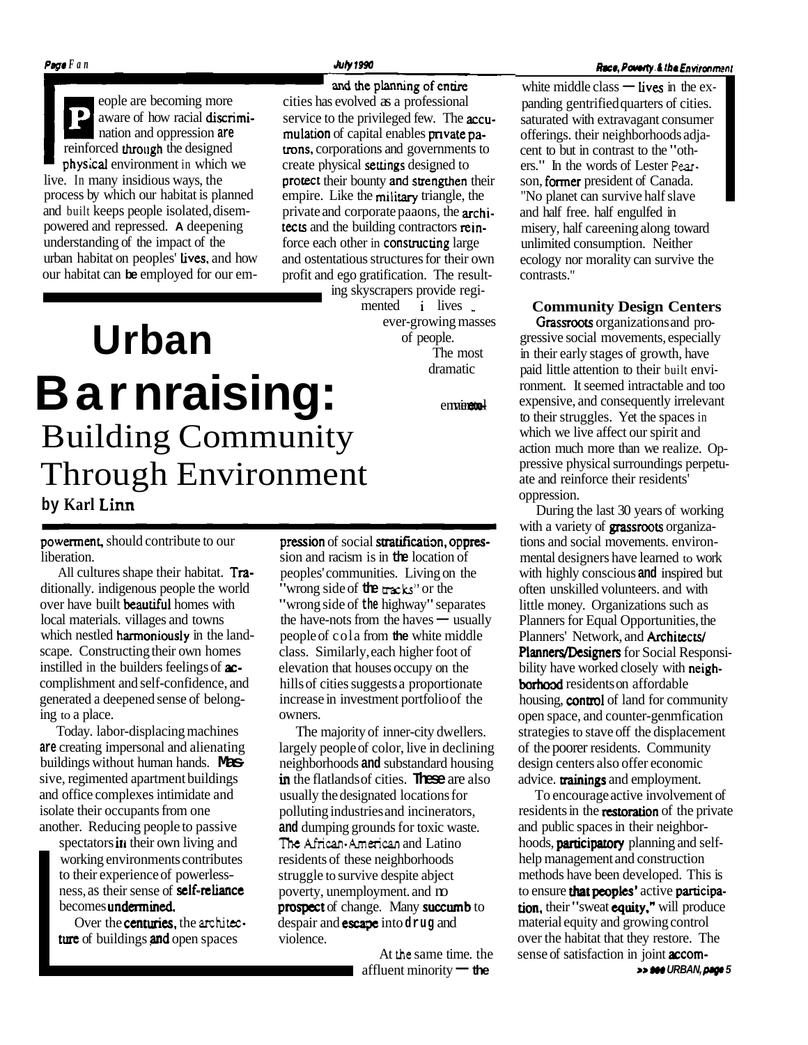# Urban Barnraising: Building Community Through Environment

**by Karl Linn**

People are becoming more aware of how racial discrimination and oppression are reinforced through the designed physical environment in which we live. In many insidious ways, the process by which our habitat is planned and built keeps people isolated, disempowered and repressed. A deepening understanding of the impact of the urban habitat on peoples' lives, and how our habitat can be employed for our empowerment, should contribute to our liberation.

All cultures shape their habitat. Traditionally. indigenous people the world over have built beautiful homes with local materials. villages and towns which nestled harmoniously in the landscape. Constructing their own homes instilled in the builders feelings of accomplishment and self-confidence, and generated a deepened sense of belonging to a place.

Today. labor-displacing machines are creating impersonal and alienating buildings without human hands. Massive, regimented apartment buildings and office complexes intimidate and isolate their occupants from one another. Reducing people to passive spectators in their own living and working environments contributes to their experience of powerlessness, as their sense of self-reliance becomes undermined.

Over the centuries, the architecture of buildings and open spaces and the planning of entire cities has evolved as a professional service to the privileged few. The accumulation of capital enables private patrons, corporations and governments to create physical settings designed to protect their bounty and strengthen their empire. Like the military triangle, the private and corporate paaons, the architects and the building contractors reinforce each other in constructing large and ostentatious structures for their own profit and ego gratification. The resulting skyscrapers provide regimented lives ... ever-growing masses of people.

The most dramatic environmental expression of social stratification, oppression and racism is in the location of peoples' communities. Living on the "wrong side of the tracks" or the "wrong side of the highway" separates the have-nots from the haves — usually people of cola from the white middle class. Similarly, each higher foot of elevation that houses occupy on the hills of cities suggests a proportionate increase in investment portfolio of the owners.

The majority of inner-city dwellers. largely people of color, live in declining neighborhoods and substandard housing in the flatlands of cities. These are also usually the designated locations for polluting industries and incinerators, and dumping grounds for toxic waste. The African-American and Latino residents of these neighborhoods struggle to survive despite abject poverty, unemployment. and no prospect of change. Many succumb to despair and escape into drug and violence.

At the same time. the affluent minority — the white middle class — lives in the expanding gentrified quarters of cities. saturated with extravagant consumer offerings. their neighborhoods adjacent to but in contrast to the "others." In the words of Lester Pearson, former president of Canada. "No planet can survive half slave and half free. half engulfed in misery, half careening along toward unlimited consumption. Neither ecology nor morality can survive the contrasts."

### Community Design Centers

Grassroots organizations and progressive social movements, especially in their early stages of growth, have paid little attention to their built environment. It seemed intractable and too expensive, and consequently irrelevant to their struggles. Yet the spaces in which we live affect our spirit and action much more than we realize. Oppressive physical surroundings perpetuate and reinforce their residents' oppression.

During the last 30 years of working with a variety of grassroots organizations and social movements. environmental designers have learned to work with highly conscious and inspired but often unskilled volunteers. and with little money. Organizations such as Planners for Equal Opportunities, the Planners' Network, and Architects/Planners/Designers for Social Responsibility have worked closely with neighborhood residents on affordable housing, control of land for community open space, and counter-genmfication strategies to stave off the displacement of the poorer residents. Community design centers also offer economic advice. trainings and employment.

To encourage active involvement of residents in the restoration of the private and public spaces in their neighborhoods, participatory planning and self-help management and construction methods have been developed. This is to ensure that peoples' active participation, their "sweat equity," will produce material equity and growing control over the habitat that they restore. The sense of satisfaction in joint accom-

*>> see URBAN, page 5*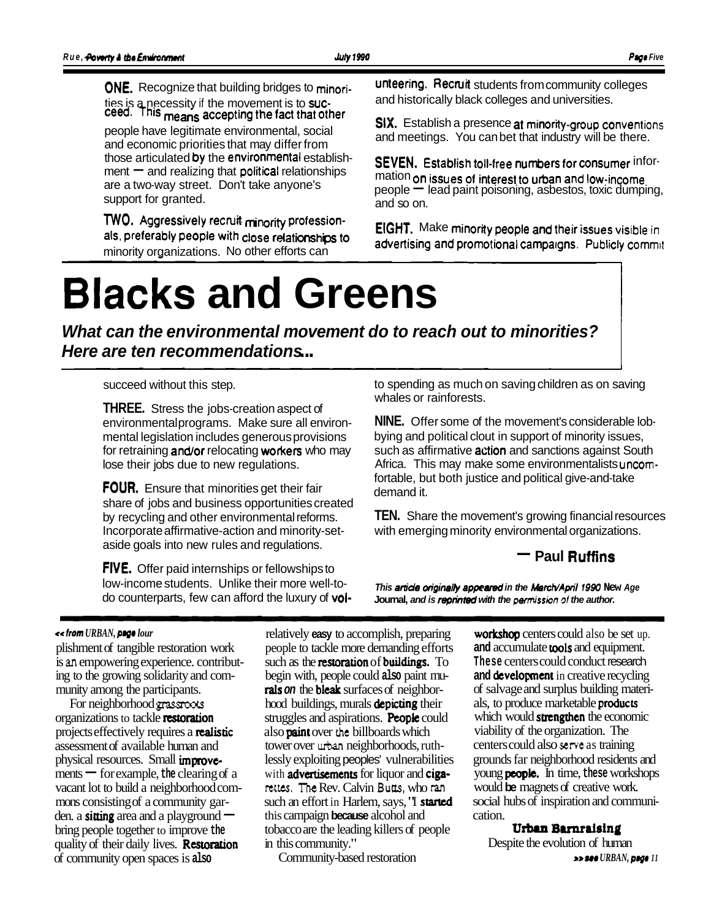**ONE.** Recognize that building bridges to minorities is a necessity if the movement is to succeed. This means accepting the fact that other people have legitimate environmental, social and economic priorities that may differ from those articulated by the environmental establishment — and realizing that political relationships are a two-way street. Don't take anyone's support for granted.

**TWO.** Aggressively recruit minority professionals, preferably people with close relationships to minority organizations. No other efforts can succeed without this step.

**THREE.** Stress the jobs-creation aspect of environmental programs. Make sure all environmental legislation includes generous provisions for retraining and/or relocating workers who may lose their jobs due to new regulations.

**FOUR.** Ensure that minorities get their fair share of jobs and business opportunities created by recycling and other environmental reforms. Incorporate affirmative-action and minority-set-aside goals into new rules and regulations.

**FIVE.** Offer paid internships or fellowships to low-income students. Unlike their more well-to-do counterparts, few can afford the luxury of volunteering. Recruit students from community colleges and historically black colleges and universities.

**SIX.** Establish a presence at minority-group conventions and meetings. You can bet that industry will be there.

**SEVEN.** Establish toll-free numbers for consumer information on issues of interest to urban and low-income people — lead paint poisoning, asbestos, toxic dumping, and so on.

**EIGHT.** Make minority people and their issues visible in advertising and promotional campaigns. Publicly commit to spending as much on saving children as on saving whales or rainforests.

**NINE.** Offer some of the movement's considerable lobbying and political clout in support of minority issues, such as affirmative action and sanctions against South Africa. This may make some environmentalists uncomfortable, but both justice and political give-and-take demand it.

**TEN.** Share the movement's growing financial resources with emerging minority environmental organizations.

**— Paul Ruffins**

*This article originally appeared in the March/April 1990* **New Age Journal,** *and is reprinted with the permission of the author.*

# Blacks and Greens

***What can the environmental movement do to reach out to minorities? Here are ten recommendations...***

---

*<< from URBAN, page four*

plishment of tangible restoration work is an empowering experience, contributing to the growing solidarity and community among the participants.

For neighborhood grassroots organizations to tackle restoration projects effectively requires a realistic assessment of available human and physical resources. Small improvements — for example, the clearing of a vacant lot to build a neighborhood commons consisting of a community garden, a sitting area and a playground — bring people together to improve the quality of their daily lives. Restoration of community open spaces is also relatively easy to accomplish, preparing people to tackle more demanding efforts such as the restoration of buildings. To begin with, people could also paint murals on the bleak surfaces of neighborhood buildings, murals depicting their struggles and aspirations. People could also paint over the billboards which tower over urban neighborhoods, ruthlessly exploiting peoples' vulnerabilities with advertisements for liquor and cigarettes. The Rev. Calvin Butts, who ran such an effort in Harlem, says, "I started this campaign because alcohol and tobacco are the leading killers of people in this community."

Community-based restoration workshop centers could also be set up and accumulate tools and equipment. These centers could conduct research and development in creative recycling of salvage and surplus building materials, to produce marketable products which would strengthen the economic viability of the organization. The centers could also serve as training grounds far neighborhood residents and young people. In time, these workshops would be magnets of creative work, social hubs of inspiration and communication.

### Urban Barnraising

Despite the evolution of human

*>> see URBAN, page 11*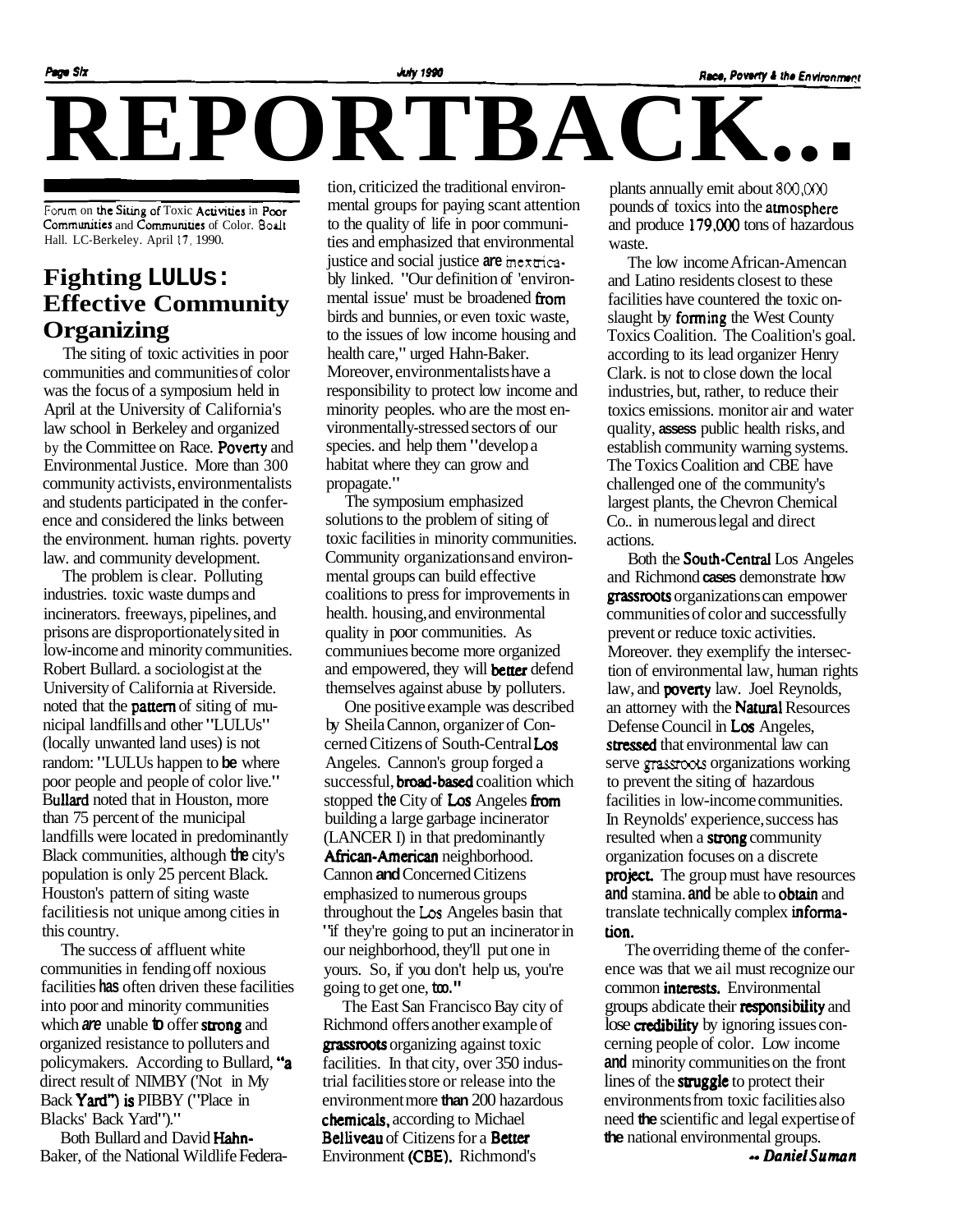# REPORTBACK...

Forum on the Siting of Toxic Activities in Poor Communities and Communities of Color. Boalt Hall. LC-Berkeley. April 17, 1990.

## Fighting LULUs: Effective Community Organizing

The siting of toxic activities in poor communities and communities of color was the focus of a symposium held in April at the University of California's law school in Berkeley and organized by the Committee on Race. Poverty and Environmental Justice. More than 300 community activists, environmentalists and students participated in the conference and considered the links between the environment. human rights. poverty law. and community development.

The problem is clear. Polluting industries. toxic waste dumps and incinerators. freeways, pipelines, and prisons are disproportionately sited in low-income and minority communities. Robert Bullard. a sociologist at the University of California at Riverside. noted that the pattern of siting of municipal landfills and other "LULUs" (locally unwanted land uses) is not random: "LULUs happen to be where poor people and people of color live." Bullard noted that in Houston, more than 75 percent of the municipal landfills were located in predominantly Black communities, although the city's population is only 25 percent Black. Houston's pattern of siting waste facilities is not unique among cities in this country.

The success of affluent white communities in fending off noxious facilities has often driven these facilities into poor and minority communities which are unable to offer strong and organized resistance to polluters and policymakers. According to Bullard, "a direct result of NIMBY ('Not in My Back Yard") is PIBBY ("Place in Blacks' Back Yard")."

Both Bullard and David Hahn-Baker, of the National Wildlife Federation, criticized the traditional environmental groups for paying scant attention to the quality of life in poor communities and emphasized that environmental justice and social justice are inextricably linked. "Our definition of 'environmental issue' must be broadened from birds and bunnies, or even toxic waste, to the issues of low income housing and health care," urged Hahn-Baker. Moreover, environmentalists have a responsibility to protect low income and minority peoples. who are the most environmentally-stressed sectors of our species. and help them "develop a habitat where they can grow and propagate."

The symposium emphasized solutions to the problem of siting of toxic facilities in minority communities. Community organizations and environmental groups can build effective coalitions to press for improvements in health. housing, and environmental quality in poor communities. As communiues become more organized and empowered, they will better defend themselves against abuse by polluters.

One positive example was described by Sheila Cannon, organizer of Concerned Citizens of South-Central Los Angeles. Cannon's group forged a successful, broad-based coalition which stopped the City of Los Angeles from building a large garbage incinerator (LANCER I) in that predominantly African-American neighborhood. Cannon and Concerned Citizens emphasized to numerous groups throughout the Los Angeles basin that "if they're going to put an incinerator in our neighborhood, they'll put one in yours. So, if you don't help us, you're going to get one, too."

The East San Francisco Bay city of Richmond offers another example of grassroots organizing against toxic facilities. In that city, over 350 industrial facilities store or release into the environment more than 200 hazardous chemicals, according to Michael Belliveau of Citizens for a Better Environment (CBE). Richmond's plants annually emit about 800,000 pounds of toxics into the atmosphere and produce 179,000 tons of hazardous waste.

The low income African-Amencan and Latino residents closest to these facilities have countered the toxic onslaught by forming the West County Toxics Coalition. The Coalition's goal. according to its lead organizer Henry Clark. is not to close down the local industries, but, rather, to reduce their toxics emissions. monitor air and water quality, assess public health risks, and establish community warning systems. The Toxics Coalition and CBE have challenged one of the community's largest plants, the Chevron Chemical Co.. in numerous legal and direct actions.

Both the South-Central Los Angeles and Richmond cases demonstrate how grassroots organizations can empower communities of color and successfully prevent or reduce toxic activities. Moreover. they exemplify the intersection of environmental law, human rights law, and poverty law. Joel Reynolds, an attorney with the Natural Resources Defense Council in Los Angeles, stressed that environmental law can serve grassroots organizations working to prevent the siting of hazardous facilities in low-income communities. In Reynolds' experience, success has resulted when a strong community organization focuses on a discrete project. The group must have resources and stamina. and be able to obtain and translate technically complex information.

The overriding theme of the conference was that we all must recognize our common interests. Environmental groups abdicate their responsibility and lose credibility by ignoring issues concerning people of color. Low income and minority communities on the front lines of the struggle to protect their environments from toxic facilities also need the scientific and legal expertise of the national environmental groups.

*-- Daniel Suman*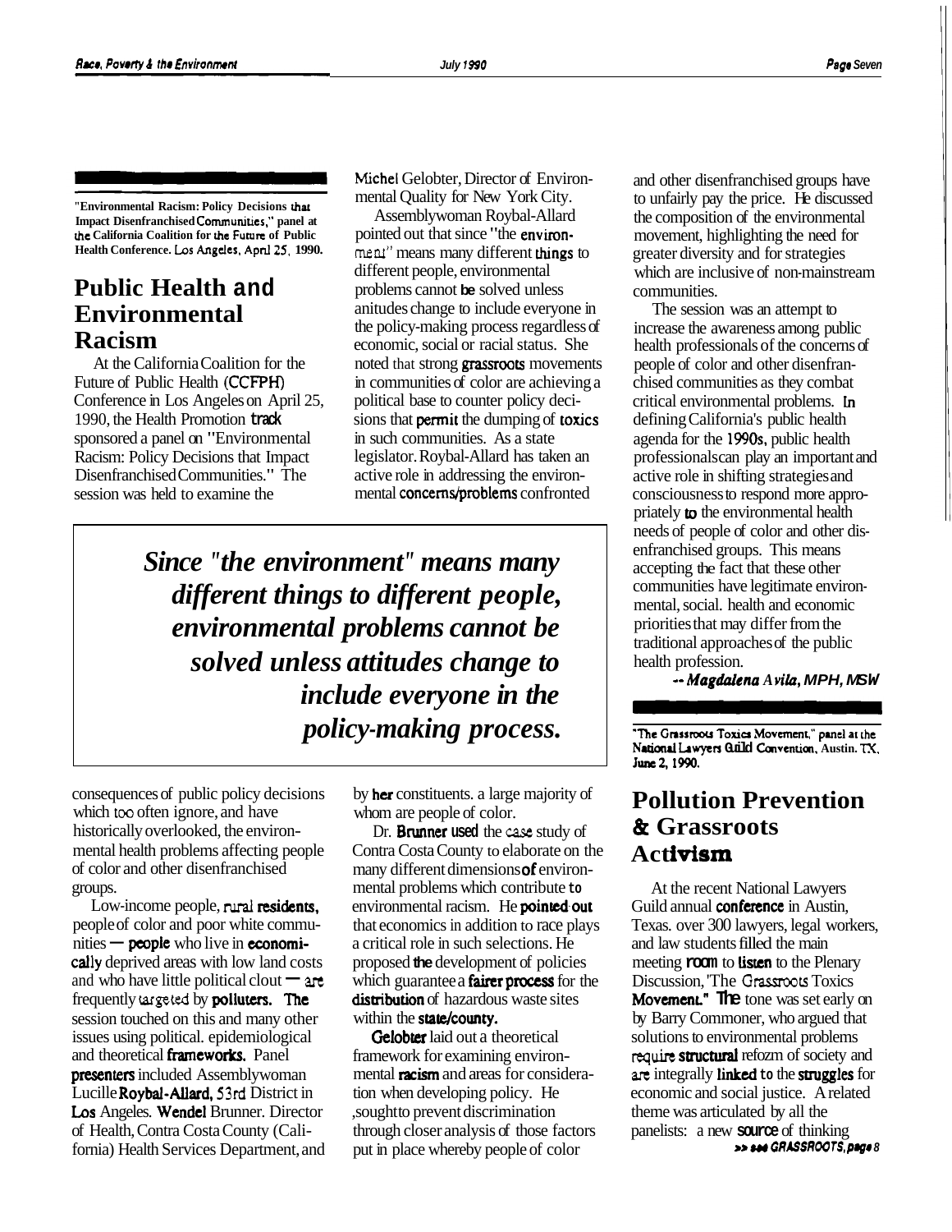"Environmental Racism: Policy Decisions that Impact Disenfranchised Communities," panel at the California Coalition for the Future of Public Health Conference. Los Angeles, April 25, 1990.

## Public Health and Environmental Racism

At the California Coalition for the Future of Public Health (CCFPH) Conference in Los Angeles on April 25, 1990, the Health Promotion track sponsored a panel on "Environmental Racism: Policy Decisions that Impact Disenfranchised Communities." The session was held to examine the consequences of public policy decisions which too often ignore, and have historically overlooked, the environmental health problems affecting people of color and other disenfranchised groups.

Low-income people, rural residents, people of color and poor white communities — people who live in economically deprived areas with low land costs and who have little political clout — are frequently targeted by polluters. The session touched on this and many other issues using political, epidemiological and theoretical frameworks. Panel presenters included Assemblywoman Lucille Roybal-Allard, 53rd District in Los Angeles. Wendel Brunner, Director of Health, Contra Costa County (California) Health Services Department, and Michel Gelobter, Director of Environmental Quality for New York City.

Assemblywoman Roybal-Allard pointed out that since "the environment" means many different things to different people, environmental problems cannot be solved unless anitudes change to include everyone in the policy-making process regardless of economic, social or racial status. She noted that strong grassroots movements in communities of color are achieving a political base to counter policy decisions that permit the dumping of toxics in such communities. As a state legislator, Roybal-Allard has taken an active role in addressing the environmental concerns/problems confronted by her constituents, a large majority of whom are people of color.

> ***Since "the environment" means many different things to different people, environmental problems cannot be solved unless attitudes change to include everyone in the policy-making process.***

Dr. Brunner used the case study of Contra Costa County to elaborate on the many different dimensions of environmental problems which contribute to environmental racism. He pointed out that economics in addition to race plays a critical role in such selections. He proposed the development of policies which guarantee a fairer process for the distribution of hazardous waste sites within the state/county.

Gelobter laid out a theoretical framework for examining environmental racism and areas for consideration when developing policy. He sought to prevent discrimination through closer analysis of those factors put in place whereby people of color and other disenfranchised groups have to unfairly pay the price. He discussed the composition of the environmental movement, highlighting the need for greater diversity and for strategies which are inclusive of non-mainstream communities.

The session was an attempt to increase the awareness among public health professionals of the concerns of people of color and other disenfranchised communities as they combat critical environmental problems. In defining California's public health agenda for the 1990s, public health professionals can play an important and active role in shifting strategies and consciousness to respond more appropriately to the environmental health needs of people of color and other disenfranchised groups. This means accepting the fact that these other communities have legitimate environmental, social, health and economic priorities that may differ from the traditional approaches of the public health profession.

*-- Magdalena Avila, MPH, MSW*

"The Grassroots Toxics Movement," panel at the National Lawyers Guild Convention, Austin, TX, June 2, 1990.

## Pollution Prevention & Grassroots Activism

At the recent National Lawyers Guild annual conference in Austin, Texas, over 300 lawyers, legal workers, and law students filled the main meeting room to listen to the Plenary Discussion, "The Grassroots Toxics Movement." The tone was set early on by Barry Commoner, who argued that solutions to environmental problems require structural refozm of society and are integrally linked to the struggles for economic and social justice. A related theme was articulated by all the panelists: a new source of thinking

>> see GRASSROOTS, page 8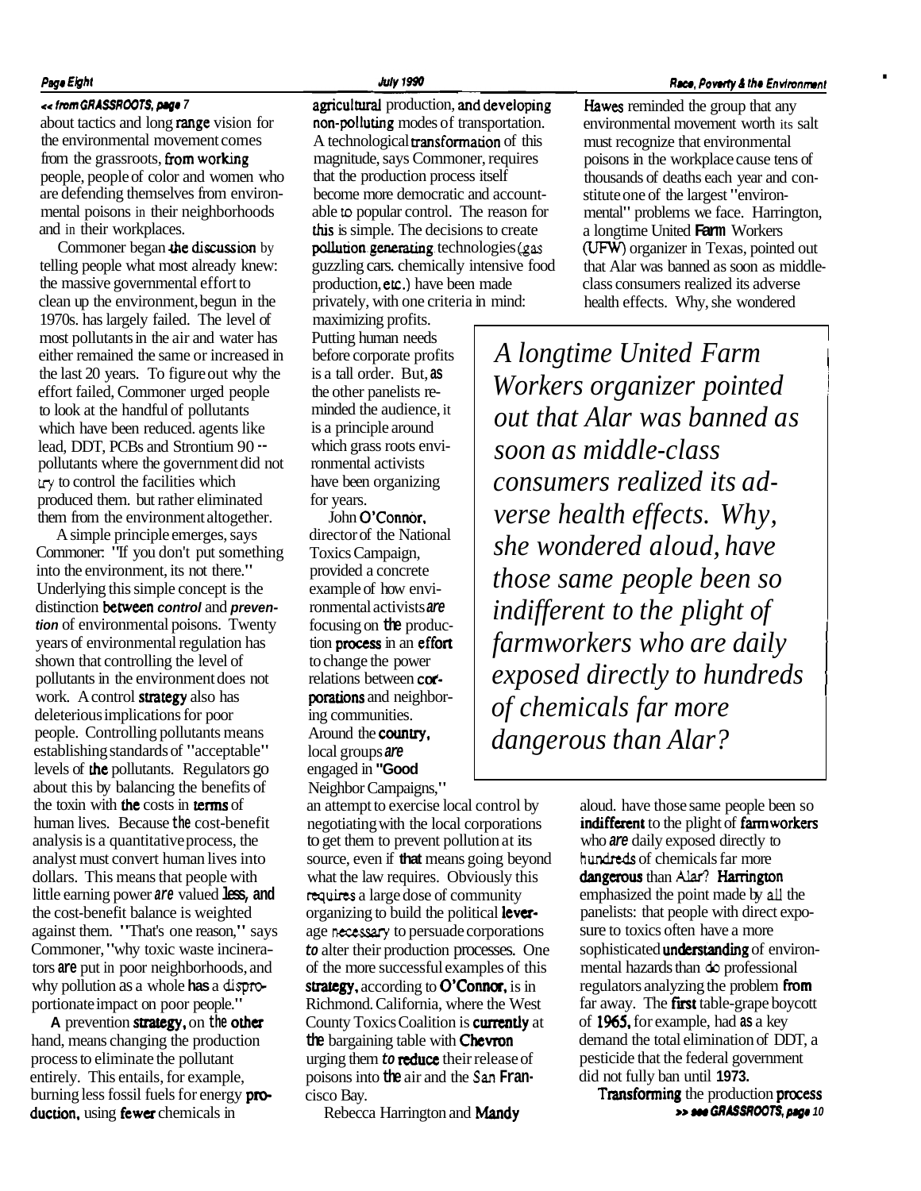<< from GRASSROOTS, page 7

about tactics and long range vision for the environmental movement comes from the grassroots, from working people, people of color and women who are defending themselves from environmental poisons in their neighborhoods and in their workplaces.

Commoner began the discussion by telling people what most already knew: the massive governmental effort to clean up the environment, begun in the 1970s. has largely failed. The level of most pollutants in the air and water has either remained the same or increased in the last 20 years. To figure out why the effort failed, Commoner urged people to look at the handful of pollutants which have been reduced. agents like lead, DDT, PCBs and Strontium 90 -- pollutants where the government did not try to control the facilities which produced them. but rather eliminated them from the environment altogether.

A simple principle emerges, says Commoner: "If you don't put something into the environment, its not there." Underlying this simple concept is the distinction between *control* and *prevention* of environmental poisons. Twenty years of environmental regulation has shown that controlling the level of pollutants in the environment does not work. A control strategy also has deleterious implications for poor people. Controlling pollutants means establishing standards of "acceptable" levels of the pollutants. Regulators go about this by balancing the benefits of the toxin with the costs in terms of human lives. Because the cost-benefit analysis is a quantitative process, the analyst must convert human lives into dollars. This means that people with little earning power are valued less, and the cost-benefit balance is weighted against them. "That's one reason," says Commoner, "why toxic waste incinerators are put in poor neighborhoods, and why pollution as a whole has a disproportionate impact on poor people."

A prevention strategy, on the other hand, means changing the production process to eliminate the pollutant entirely. This entails, for example, burning less fossil fuels for energy production, using fewer chemicals in agricultural production, and developing non-polluting modes of transportation. A technological transformation of this magnitude, says Commoner, requires that the production process itself become more democratic and accountable to popular control. The reason for this is simple. The decisions to create pollution generating technologies (gas guzzling cars. chemically intensive food production, etc.) have been made privately, with one criteria in mind: maximizing profits. Putting human needs before corporate profits is a tall order. But, as the other panelists reminded the audience, it is a principle around which grass roots environmental activists have been organizing for years.

John O'Connor, director of the National Toxics Campaign, provided a concrete example of how environmental activists are focusing on the production process in an effort to change the power relations between corporations and neighboring communities. Around the country, local groups are engaged in "Good Neighbor Campaigns," an attempt to exercise local control by negotiating with the local corporations to get them to prevent pollution at its source, even if that means going beyond what the law requires. Obviously this requires a large dose of community organizing to build the political leverage necessary to persuade corporations to alter their production processes. One of the more successful examples of this strategy, according to O'Connor, is in Richmond. California, where the West County Toxics Coalition is currently at the bargaining table with Chevron urging them to reduce their release of poisons into the air and the San Francisco Bay.

Rebecca Harrington and Mandy Hawes reminded the group that any environmental movement worth its salt must recognize that environmental poisons in the workplace cause tens of thousands of deaths each year and constitute one of the largest "environmental" problems we face. Harrington, a longtime United Farm Workers (UFW) organizer in Texas, pointed out that Alar was banned as soon as middle-class consumers realized its adverse health effects. Why, she wondered aloud. have those same people been so indifferent to the plight of farmworkers who are daily exposed directly to hundreds of chemicals far more dangerous than Alar? Harrington emphasized the point made by all the panelists: that people with direct exposure to toxics often have a more sophisticated understanding of environmental hazards than do professional regulators analyzing the problem from far away. The first table-grape boycott of 1965, for example, had as a key demand the total elimination of DDT, a pesticide that the federal government did not fully ban until 1973.

> *A longtime United Farm Workers organizer pointed out that Alar was banned as soon as middle-class consumers realized its adverse health effects. Why, she wondered aloud, have those same people been so indifferent to the plight of farmworkers who are daily exposed directly to hundreds of chemicals far more dangerous than Alar?*

Transforming the production process

>> see GRASSROOTS, page 10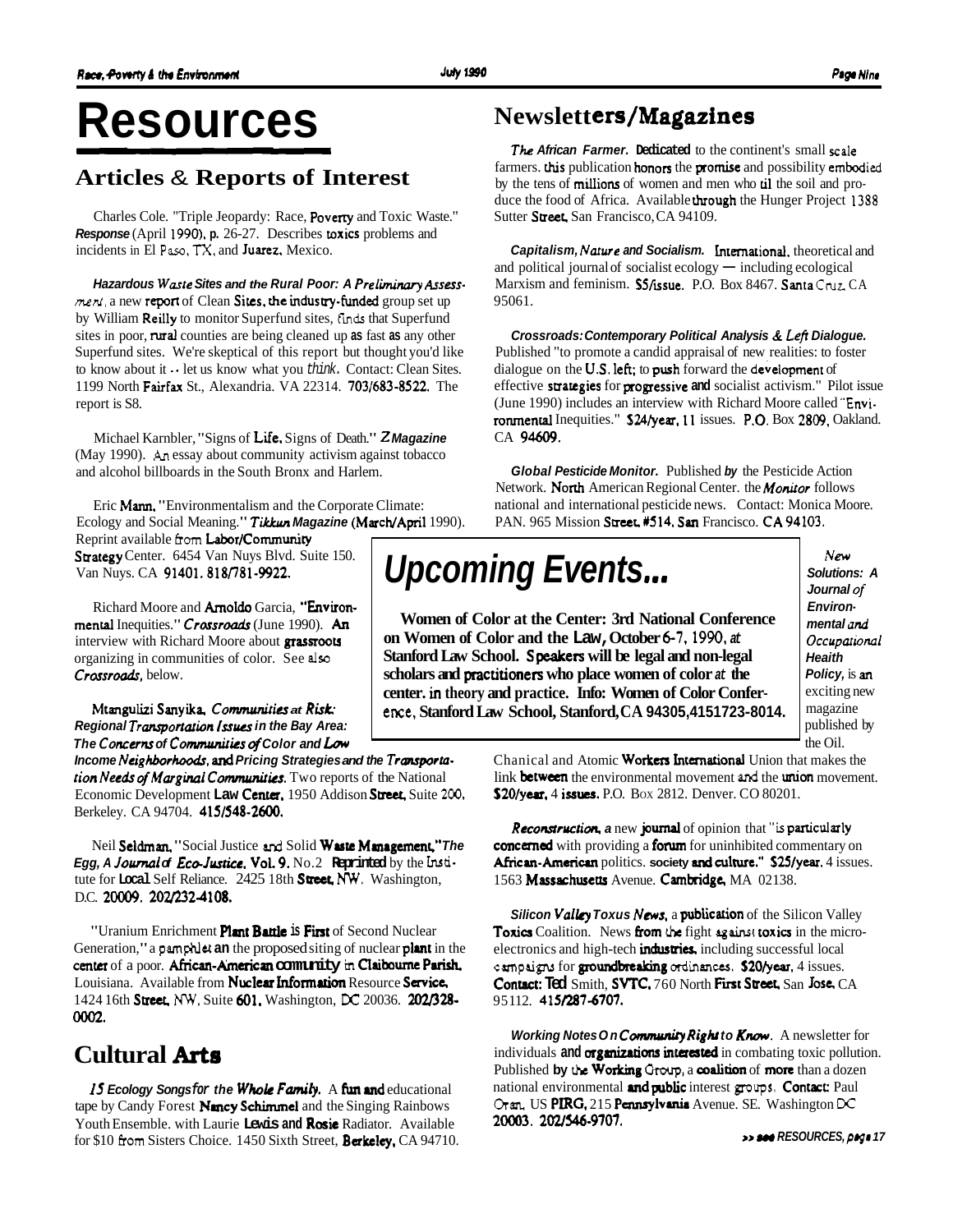# Resources

## Articles & Reports of Interest

Charles Cole. "Triple Jeopardy: Race, Poverty and Toxic Waste." *Response* (April 1990), p. 26-27. Describes toxics problems and incidents in El Paso, TX, and Juarez, Mexico.

*Hazardous Waste Sites and the Rural Poor: A Preliminary Assessment*, a new report of Clean Sites, the industry-funded group set up by William Reilly to monitor Superfund sites, finds that Superfund sites in poor, rural counties are being cleaned up as fast as any other Superfund sites. We're skeptical of this report but thought you'd like to know about it -- let us know what you *think*. Contact: Clean Sites. 1199 North Fairfax St., Alexandria. VA 22314. 703/683-8522. The report is S8.

Michael Karnbler, "Signs of Life, Signs of Death." *Z Magazine* (May 1990). An essay about community activism against tobacco and alcohol billboards in the South Bronx and Harlem.

Eric Mann, "Environmentalism and the Corporate Climate: Ecology and Social Meaning." *Tikkun Magazine* (March/April 1990). Reprint available from Labor/Community Strategy Center. 6454 Van Nuys Blvd. Suite 150. Van Nuys. CA 91401. 818/781-9922.

Richard Moore and Arnoldo Garcia, "Environmental Inequities." *Crossroads* (June 1990). An interview with Richard Moore about grassroots organizing in communities of color. See also *Crossroads*, below.

Mtangulizi Sanyika, *Communities at Risk: Regional Transportation Issues in the Bay Area: The Concerns of Communities of Color and Low Income Neighborhoods*, and *Pricing Strategies and the Transportation Needs of Marginal Communities*. Two reports of the National Economic Development Law Center, 1950 Addison Street, Suite 200, Berkeley. CA 94704. 415/548-2600.

Neil Seldman, "Social Justice and Solid Waste Management," *The Egg, A Journal of Eco-Justice*, Vol. 9. No.2 Reprinted by the Institute for Local Self Reliance. 2425 18th Street, NW. Washington, D.C. 20009. 202/232-4108.

"Uranium Enrichment Plant Battle is First of Second Nuclear Center," a pamphlet an the proposed siting of nuclear plant in the center of a poor. African-American community in Claibourne Parish, Louisiana. Available from Nuclear Information Resource Service, 1424 16th Street, NW, Suite 601, Washington, DC 20036. 202/328-0002.

## Cultural Arts

*15 Ecology Songs for the Whole Family.* A fun and educational tape by Candy Forest Nancy Schimmel and the Singing Rainbows Youth Ensemble. with Laurie Lewis and Rosie Radiator. Available for $10 from Sisters Choice. 1450 Sixth Street, Berkeley, CA 94710.

## Newsletters/Magazines

*The African Farmer.* Dedicated to the continent's small scale farmers. this publication honors the promise and possibility embodied by the tens of millions of women and men who til the soil and produce the food of Africa. Available through the Hunger Project 1388 Sutter Street, San Francisco, CA 94109.

*Capitalism, Nature and Socialism.* International, theoretical and and political journal of socialist ecology — including ecological Marxism and feminism. $5/issue. P.O. Box 8467. Santa Cruz, CA 95061.

*Crossroads: Contemporary Political Analysis & Left Dialogue.* Published "to promote a candid appraisal of new realities: to foster dialogue on the U.S. left; to push forward the development of effective strategies for progressive and socialist activism." Pilot issue (June 1990) includes an interview with Richard Moore called "Environmental Inequities." $24/year, 11 issues. P.O. Box 2809, Oakland. CA 94609.

*Global Pesticide Monitor.* Published by the Pesticide Action Network. North American Regional Center. the *Monitor* follows national and international pesticide news. Contact: Monica Moore. PAN. 965 Mission Street, #514. San Francisco. CA 94103.

*New Solutions: A Journal of Environmental and Occupational Health Policy*, is an exciting new magazine published by the Oil. Chanical and Atomic Workers International Union that makes the link between the environmental movement and the union movement. $20/year, 4 issues. P.O. Box 2812. Denver. CO 80201.

*Reconstruction*, a new journal of opinion that "is particularly concerned with providing a forum for uninhibited commentary on African-American politics. society and culture." $25/year, 4 issues. 1563 Massachusetts Avenue. Cambridge, MA 02138.

*Silicon Valley Toxus News*, a publication of the Silicon Valley Toxics Coalition. News from the fight against toxics in the microelectronics and high-tech industries, including successful local campaigns for groundbreaking ordinances. $20/year, 4 issues. Contact: Ted Smith, SVTC, 760 North First Street, San Jose, CA 95112. 415/287-6707.

*Working Notes On Community Right to Know.* A newsletter for individuals and organizations interested in combating toxic pollution. Published by the Working Group, a coalition of more than a dozen national environmental and public interest groups. Contact: Paul Oran, US PIRG, 215 Pennsylvania Avenue. SE. Washington DC 20003. 202/546-9707.

>> see RESOURCES, page 17

## Upcoming Events...

**Women of Color at the Center: 3rd National Conference on Women of Color and the Law, October 6-7, 1990, at Stanford Law School. Speakers will be legal and non-legal scholars and practitioners who place women of color at the center. in theory and practice. Info: Women of Color Conference, Stanford Law School, Stanford, CA 94305, 415/723-8014.**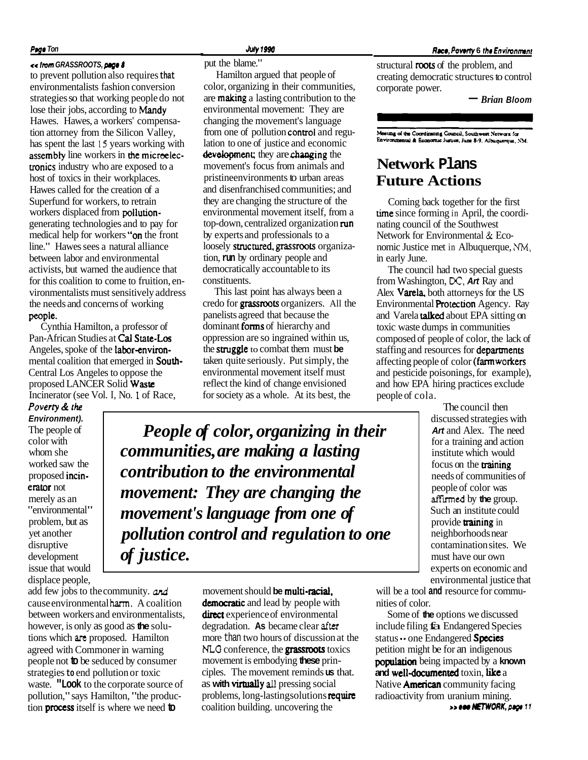*<< from GRASSROOTS, page 8*

to prevent pollution also requires that environmentalists fashion conversion strategies so that working people do not lose their jobs, according to Mandy Hawes. Hawes, a workers' compensation attorney from the Silicon Valley, has spent the last 15 years working with assembly line workers in the microelectronics industry who are exposed to a host of toxics in their workplaces. Hawes called for the creation of a Superfund for workers, to retrain workers displaced from pollution-generating technologies and to pay for medical help for workers "on the front line." Hawes sees a natural alliance between labor and environmental activists, but warned the audience that for this coalition to come to fruition, environmentalists must sensitively address the needs and concerns of working people.

Cynthia Hamilton, a professor of Pan-African Studies at Cal State-Los Angeles, spoke of the labor-environmental coalition that emerged in South-Central Los Angeles to oppose the proposed LANCER Solid Waste Incinerator (see Vol. I, No. 1 of *Race, Poverty & the Environment*). The people of color with whom she worked saw the proposed incinerator not merely as an "environmental" problem, but as yet another disruptive development issue that would displace people, add few jobs to the community, and cause environmental harm. A coalition between workers and environmentalists, however, is only as good as the solutions which are proposed. Hamilton agreed with Commoner in warning people not to be seduced by consumer strategies to end pollution or toxic waste. "Look to the corporate source of pollution," says Hamilton, "the production process itself is where we need to put the blame."

Hamilton argued that people of color, organizing in their communities, are making a lasting contribution to the environmental movement: They are changing the movement's language from one of pollution control and regulation to one of justice and economic development; they are changing the movement's focus from animals and pristine environments to urban areas and disenfranchised communities; and they are changing the structure of the environmental movement itself, from a top-down, centralized organization run by experts and professionals to a loosely structured, grassroots organization, run by ordinary people and democratically accountable to its constituents.

This last point has always been a credo for grassroots organizers. All the panelists agreed that because the dominant forms of hierarchy and oppression are so ingrained within us, the struggle to combat them must be taken quite seriously. Put simply, the environmental movement itself must reflect the kind of change envisioned for society as a whole. At its best, the movement should be multi-racial, democratic and lead by people with direct experience of environmental degradation. As became clear after more than two hours of discussion at the NLG conference, the grassroots toxics movement is embodying these principles. The movement reminds us that, as with virtually all pressing social problems, long-lasting solutions require coalition building, uncovering the structural roots of the problem, and creating democratic structures to control corporate power.

> ***People of color, organizing in their communities, are making a lasting contribution to the environmental movement: They are changing the movement's language from one of pollution control and regulation to one of justice.***

— *Brian Bloom*

Meeting of the Coordinating Council, Southwest Network for Environmental & Economic Justice, June 8-9, Albuquerque, NM.

## Network Plans Future Actions

Coming back together for the first time since forming in April, the coordinating council of the Southwest Network for Environmental & Economic Justice met in Albuquerque, NM, in early June.

The council had two special guests from Washington, DC, Art Ray and Alex Varela, both attorneys for the US Environmental Protection Agency. Ray and Varela talked about EPA sitting on toxic waste dumps in communities composed of people of color, the lack of staffing and resources for departments affecting people of color (farmworkers and pesticide poisonings, for example), and how EPA hiring practices exclude people of cola.

The council then discussed strategies with Art and Alex. The need for a training and action institute which would focus on the training needs of communities of people of color was affirmed by the group. Such an institute could provide training in neighborhoods near contamination sites. We must have our own experts on economic and environmental justice that will be a tool and resource for communities of color.

Some of the options we discussed include filing for Endangered Species status -- one Endangered Species petition might be for an indigenous population being impacted by a known and well-documented toxin, like a Native American community facing radioactivity from uranium mining.

*>> see NETWORK, page 11*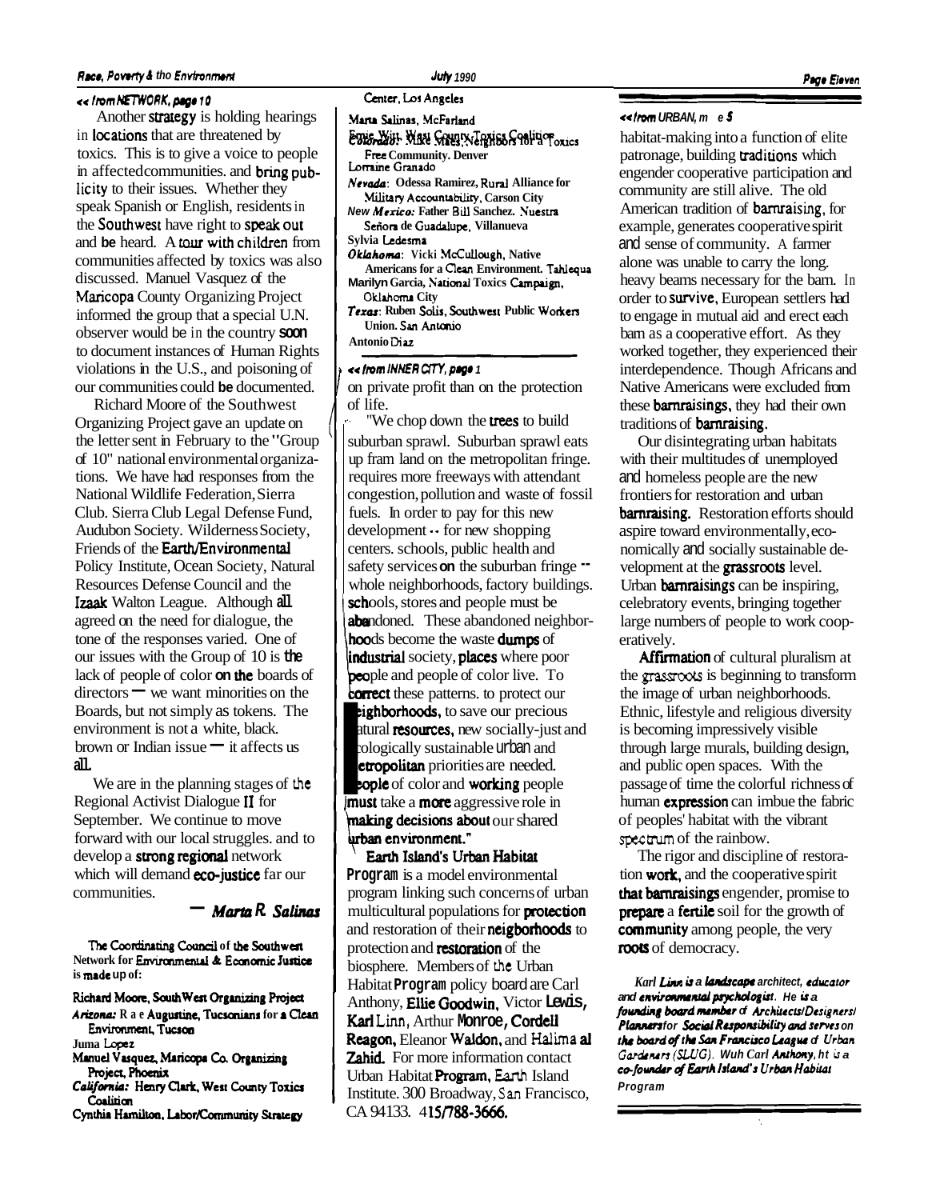*<< from NETWORK, page 10*

Another strategy is holding hearings in locations that are threatened by toxics. This is to give a voice to people in affected communities. and bring publicity to their issues. Whether they speak Spanish or English, residents in the Southwest have right to speak out and be heard. A tour with children from communities affected by toxics was also discussed. Manuel Vasquez of the Maricopa County Organizing Project informed the group that a special U.N. observer would be in the country soon to document instances of Human Rights violations in the U.S., and poisoning of our communities could be documented.

Richard Moore of the Southwest Organizing Project gave an update on the letter sent in February to the "Group of 10" national environmental organizations. We have had responses from the National Wildlife Federation, Sierra Club. Sierra Club Legal Defense Fund, Audubon Society. Wilderness Society, Friends of the Earth/Environmental Policy Institute, Ocean Society, Natural Resources Defense Council and the Izaak Walton League. Although all agreed on the need for dialogue, the tone of the responses varied. One of our issues with the Group of 10 is the lack of people of color on the boards of directors — we want minorities on the Boards, but not simply as tokens. The environment is not a white, black. brown or Indian issue — it affects us all.

We are in the planning stages of the Regional Activist Dialogue II for September. We continue to move forward with our local struggles. and to develop a strong regional network which will demand eco-justice far our communities.

— *Marta R. Salinas*

The Coordinating Council of the Southwest Network for Environmental & Economic Justice is made up of:

Richard Moore, SouthWest Organizing Project
*Arizona:* Rae Augustine, Tucsonians for a Clean Environment, Tucson
Juma Lopez
Manuel Vasquez, Maricopa Co. Organizing Project, Phoenix
*California:* Henry Clark, West County Toxics Coalition
Cynthia Hamilton, Labor/Community Strategy Center, Los Angeles
Marta Salinas, McFarland
Ernie Witt, West County Toxics Coalition
*Colorado:* Mike Miles, Neighbors for a Toxics Free Community. Denver
Lorraine Granado
*Nevada:* Odessa Ramirez, Rural Alliance for Military Accountability, Carson City
*New Mexico:* Father Bill Sanchez. Nuestra Señora de Guadalupe, Villanueva
Sylvia Ledesma
*Oklahoma:* Vicki McCullough, Native Americans for a Clean Environment. Tahlequa
Marilyn Garcia, National Toxics Campaign, Oklahoma City
*Texas:* Ruben Solis, Southwest Public Workers Union. San Antonio
Antonio Diaz

*<< from INNER CITY, page 1*

on private profit than on the protection of life.

"We chop down the trees to build suburban sprawl. Suburban sprawl eats up fram land on the metropolitan fringe. requires more freeways with attendant congestion, pollution and waste of fossil fuels. In order to pay for this new development -- for new shopping centers. schools, public health and safety services on the suburban fringe -- whole neighborhoods, factory buildings. schools, stores and people must be abandoned. These abandoned neighborhoods become the waste dumps of industrial society, places where poor people and people of color live. To correct these patterns. to protect our neighborhoods, to save our precious natural resources, new socially-just and ecologically sustainable urban and metropolitan priorities are needed. People of color and working people must take a more aggressive role in making decisions about our shared urban environment."

Earth Island's Urban Habitat Program is a model environmental program linking such concerns of urban multicultural populations for protection and restoration of their neigborhoods to protection and restoration of the biosphere. Members of the Urban Habitat Program policy board are Carl Anthony, Ellie Goodwin, Victor Lewis, Karl Linn, Arthur Monroe, Cordell Reagon, Eleanor Waldon, and Halima al Zahid. For more information contact Urban Habitat Program, Earth Island Institute. 300 Broadway, San Francisco, CA 94133. 415/788-3666.

*<< from URBAN, page 5*

habitat-making into a function of elite patronage, building traditions which engender cooperative participation and community are still alive. The old American tradition of barnraising, for example, generates cooperative spirit and sense of community. A farmer alone was unable to carry the long. heavy beams necessary for the barn. In order to survive, European settlers had to engage in mutual aid and erect each barn as a cooperative effort. As they worked together, they experienced their interdependence. Though Africans and Native Americans were excluded from these barnraisings, they had their own traditions of barnraising.

Our disintegrating urban habitats with their multitudes of unemployed and homeless people are the new frontiers for restoration and urban barnraising. Restoration efforts should aspire toward environmentally, economically and socially sustainable development at the grassroots level. Urban barnraisings can be inspiring, celebratory events, bringing together large numbers of people to work cooperatively.

Affirmation of cultural pluralism at the grassroots is beginning to transform the image of urban neighborhoods. Ethnic, lifestyle and religious diversity is becoming impressively visible through large murals, building design, and public open spaces. With the passage of time the colorful richness of human expression can imbue the fabric of peoples' habitat with the vibrant spectrum of the rainbow.

The rigor and discipline of restoration work, and the cooperative spirit that barnraisings engender, promise to prepare a fertile soil for the growth of community among people, the very roots of democracy.

*Karl Linn is a landscape architect, educator and environmental psychologist. He is a founding board member of Architects/Designers/Planners for Social Responsibility and serves on the board of the San Francisco League of Urban Gardeners (SLUG). With Carl Anthony, he is a co-founder of Earth Island's Urban Habitat Program*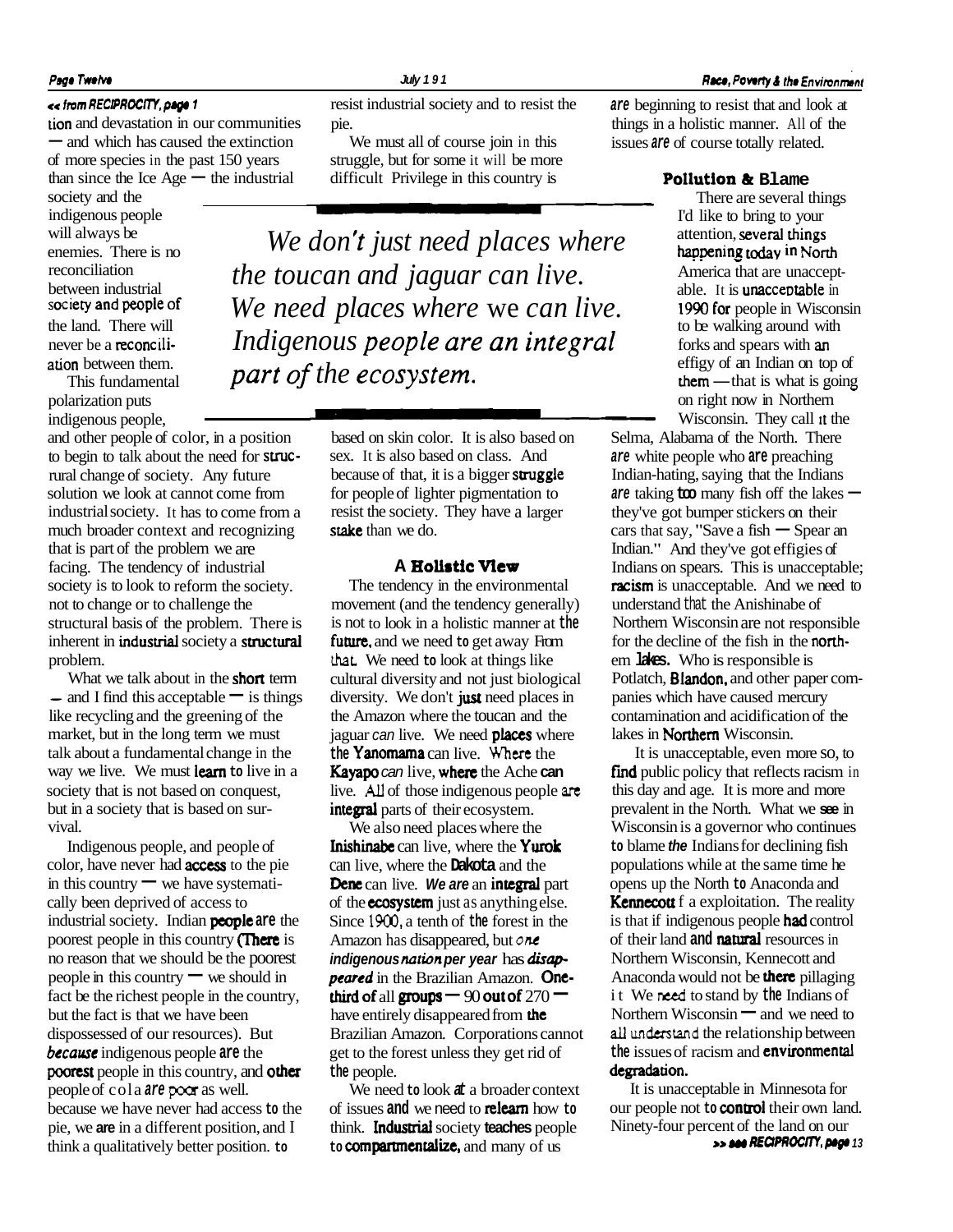*<< from RECIPROCITY, page 1*

tion and devastation in our communities — and which has caused the extinction of more species in the past 150 years than since the Ice Age — the industrial society and the indigenous people will always be enemies. There is no reconciliation between industrial society and people of the land. There will never be a reconciliation between them.

This fundamental polarization puts indigenous people, and other people of color, in a position to begin to talk about the need for structural change of society. Any future solution we look at cannot come from industrial society. It has to come from a much broader context and recognizing that is part of the problem we are facing. The tendency of industrial society is to look to reform the society, not to change or to challenge the structural basis of the problem. There is inherent in industrial society a structural problem.

What we talk about in the short term — and I find this acceptable — is things like recycling and the greening of the market, but in the long term we must talk about a fundamental change in the way we live. We must learn to live in a society that is not based on conquest, but in a society that is based on survival.

Indigenous people, and people of color, have never had access to the pie in this country — we have systematically been deprived of access to industrial society. Indian people are the poorest people in this country (There is no reason that we should be the poorest people in this country — we should in fact be the richest people in the country, but the fact is that we have been dispossessed of our resources). But *because* indigenous people are the poorest people in this country, and other people of cola are poor as well, because we have never had access to the pie, we are in a different position, and I think a qualitatively better position, to resist industrial society and to resist the pie.

We must all of course join in this struggle, but for some it will be more difficult. Privilege in this country is based on skin color. It is also based on sex. It is also based on class. And because of that, it is a bigger struggle for people of lighter pigmentation to resist the society. They have a larger stake than we do.

> *We don't just need places where the toucan and jaguar can live. We need places where we can live. Indigenous people are an integral part of the ecosystem.*

### A Holistic View

The tendency in the environmental movement (and the tendency generally) is not to look in a holistic manner at the future, and we need to get away from that. We need to look at things like cultural diversity and not just biological diversity. We don't just need places in the Amazon where the toucan and the jaguar *can* live. We need places where the Yanomama can live. Where the Kayapo *can* live, where the Ache can live. All of those indigenous people are integral parts of their ecosystem.

We also need places where the Inishinabe can live, where the Yurok can live, where the Dakota and the Dene can live. *We are* an integral part of the ecosystem just as anything else. Since 1900, a tenth of the forest in the Amazon has disappeared, but *one indigenous nation per year* has *disappeared* in the Brazilian Amazon. One-third of all groups — 90 out of 270 — have entirely disappeared from the Brazilian Amazon. Corporations cannot get to the forest unless they get rid of the people.

We need to look at a broader context of issues and we need to relearn how to think. Industrial society teaches people to compartmentalize, and many of us are beginning to resist that and look at things in a holistic manner. All of the issues are of course totally related.

### Pollution & Blame

There are several things I'd like to bring to your attention, several things happening today in North America that are unacceptable. It is unacceptable in 1990 for people in Wisconsin to be walking around with forks and spears with an effigy of an Indian on top of them — that is what is going on right now in Northern Wisconsin. They call it the Selma, Alabama of the North. There are white people who are preaching Indian-hating, saying that the Indians are taking too many fish off the lakes — they've got bumper stickers on their cars that say, "Save a fish — Spear an Indian." And they've got effigies of Indians on spears. This is unacceptable; racism is unacceptable. And we need to understand that the Anishinabe of Northern Wisconsin are not responsible for the decline of the fish in the northern lakes. Who is responsible is Potlatch, Blandon, and other paper companies which have caused mercury contamination and acidification of the lakes in Northern Wisconsin.

It is unacceptable, even more so, to find public policy that reflects racism in this day and age. It is more and more prevalent in the North. What we see in Wisconsin is a governor who continues to blame *the* Indians for declining fish populations while at the same time he opens up the North to Anaconda and Kennecott f a exploitation. The reality is that if indigenous people had control of their land and natural resources in Northern Wisconsin, Kennecott and Anaconda would not be there pillaging it. We need to stand by the Indians of Northern Wisconsin — and we need to all understand the relationship between the issues of racism and environmental degradation.

It is unacceptable in Minnesota for our people not to control their own land. Ninety-four percent of the land on our

*>> see RECIPROCITY, page 13*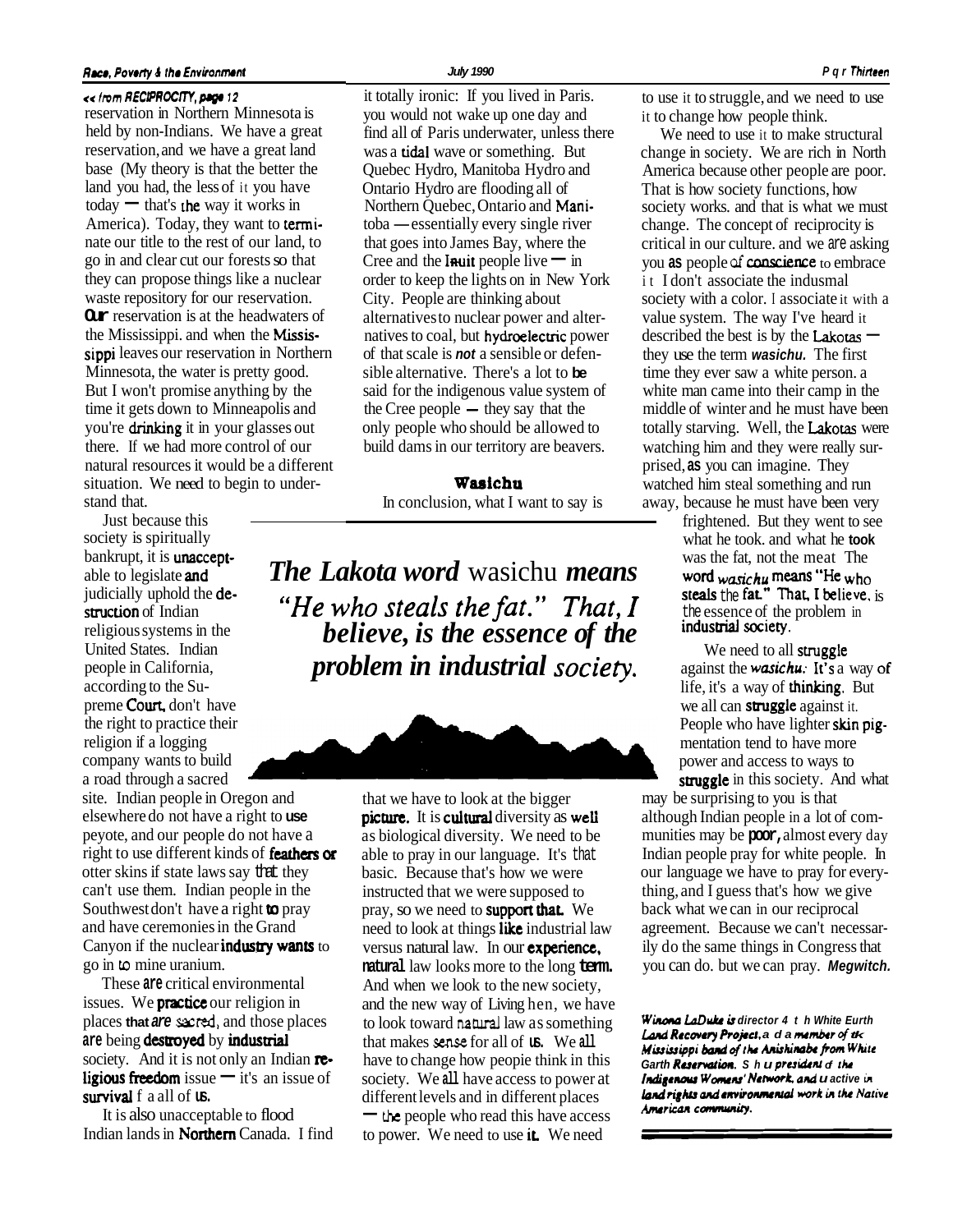*« from RECIPROCITY, page 12*

reservation in Northern Minnesota is held by non-Indians. We have a great reservation, and we have a great land base (My theory is that the better the land you had, the less of it you have today — that's the way it works in America). Today, they want to terminate our title to the rest of our land, to go in and clear cut our forests so that they can propose things like a nuclear waste repository for our reservation. Our reservation is at the headwaters of the Mississippi. and when the Mississippi leaves our reservation in Northern Minnesota, the water is pretty good. But I won't promise anything by the time it gets down to Minneapolis and you're drinking it in your glasses out there. If we had more control of our natural resources it would be a different situation. We need to begin to understand that.

Just because this society is spiritually bankrupt, it is unacceptable to legislate and judicially uphold the destruction of Indian religious systems in the United States. Indian people in California, according to the Supreme Court, don't have the right to practice their religion if a logging company wants to build a road through a sacred site. Indian people in Oregon and elsewhere do not have a right to use peyote, and our people do not have a right to use different kinds of feathers or otter skins if state laws say that they can't use them. Indian people in the Southwest don't have a right to pray and have ceremonies in the Grand Canyon if the nuclear industry wants to go in to mine uranium.

These are critical environmental issues. We practice our religion in places that are sacred, and those places are being destroyed by industrial society. And it is not only an Indian religious freedom issue — it's an issue of survival f a all of us.

It is also unacceptable to flood Indian lands in Northern Canada. I find it totally ironic: If you lived in Paris. you would not wake up one day and find all of Paris underwater, unless there was a tidal wave or something. But Quebec Hydro, Manitoba Hydro and Ontario Hydro are flooding all of Northern Quebec, Ontario and Manitoba — essentially every single river that goes into James Bay, where the Cree and the Inuit people live — in order to keep the lights on in New York City. People are thinking about alternatives to nuclear power and alternatives to coal, but hydroelectric power of that scale is ***not*** a sensible or defensible alternative. There's a lot to be said for the indigenous value system of the Cree people — they say that the only people who should be allowed to build dams in our territory are beavers.

## Wasichu

In conclusion, what I want to say is that we have to look at the bigger picture. It is cultural diversity as well as biological diversity. We need to be able to pray in our language. It's that basic. Because that's how we were instructed that we were supposed to pray, so we need to support that. We need to look at things like industrial law versus natural law. In our experience, natural law looks more to the long term. And when we look to the new society, and the new way of Living hen, we have to look toward natural law as something that makes sense for all of us. We all have to change how peopie think in this society. We all have access to power at different levels and in different places — the people who read this have access to power. We need to use it. We need to use it to struggle, and we need to use it to change how people think.

> ***The Lakota word*** *wasichu* ***means "He who steals the fat." That, I believe, is the essence of the problem in industrial society.***

We need to use it to make structural change in society. We are rich in North America because other people are poor. That is how society functions, how society works. and that is what we must change. The concept of reciprocity is critical in our culture. and we are asking you as people of conscience to embrace it I don't associate the indusmal society with a color. I associate it with a value system. The way I've heard it described the best is by the Lakotas — they use the term ***wasichu.*** The first time they ever saw a white person. a white man came into their camp in the middle of winter and he must have been totally starving. Well, the Lakotas were watching him and they were really surprised, as you can imagine. They watched him steal something and run away, because he must have been very frightened. But they went to see what he took. and what he took was the fat, not the meat The word *wasichu* means "He who steals the fat." That, I believe, is the essence of the problem in industrial society.

We need to all struggle against the *wasichu*. It's a way of life, it's a way of thinking. But we all can struggle against it. People who have lighter skin pigmentation tend to have more power and access to ways to struggle in this society. And what may be surprising to you is that although Indian people in a lot of communities may be poor, almost every day Indian people pray for white people. In our language we have to pray for everything, and I guess that's how we give back what we can in our reciprocal agreement. Because we can't necessarily do the same things in Congress that you can do. but we can pray. ***Megwitch.***

*Winona LaDuke is director 4 t h White Eurth Land Recovery Project, a d a member of tk Mississippi band of the Anishinabe from White Garth Reservation. S h u president d the Indigenous Womens' Network, and u active in land rights and environmental work in the Native American community.*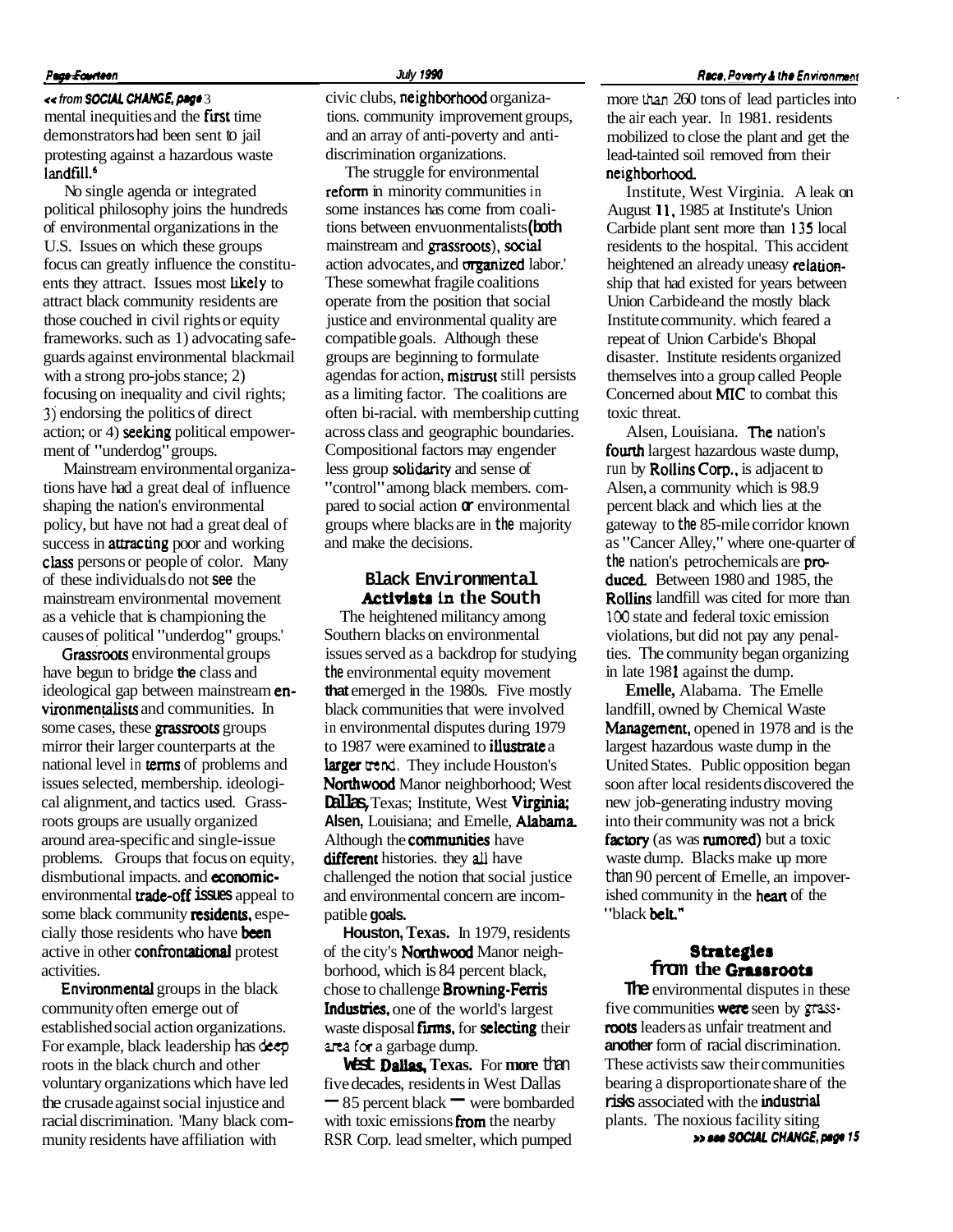<< from *SOCIAL CHANGE, page 3*

mental inequities and the first time demonstrators had been sent to jail protesting against a hazardous waste landfill.[6]

No single agenda or integrated political philosophy joins the hundreds of environmental organizations in the U.S. Issues on which these groups focus can greatly influence the constituents they attract. Issues most likely to attract black community residents are those couched in civil rights or equity frameworks. such as 1) advocating safeguards against environmental blackmail with a strong pro-jobs stance; 2) focusing on inequality and civil rights; 3) endorsing the politics of direct action; or 4) seeking political empowerment of "underdog" groups.

Mainstream environmental organizations have had a great deal of influence shaping the nation's environmental policy, but have not had a great deal of success in attracting poor and working class persons or people of color. Many of these individuals do not see the mainstream environmental movement as a vehicle that is championing the causes of political "underdog" groups.[7]

Grassroots environmental groups have begun to bridge the class and ideological gap between mainstream environmentalists and communities. In some cases, these grassroots groups mirror their larger counterparts at the national level in terms of problems and issues selected, membership. ideological alignment, and tactics used. Grassroots groups are usually organized around area-specific and single-issue problems. Groups that focus on equity, dismbutional impacts. and economic-environmental trade-off issues appeal to some black community residents, especially those residents who have been active in other confrontational protest activities.

Environmental groups in the black community often emerge out of established social action organizations. For example, black leadership has deep roots in the black church and other voluntary organizations which have led the crusade against social injustice and racial discrimination. 'Many black community residents have affiliation with civic clubs, neighborhood organizations. community improvement groups, and an array of anti-poverty and anti-discrimination organizations.

The struggle for environmental reform in minority communities in some instances has come from coalitions between envuonmentalists (both mainstream and grassroots), social action advocates, and organized labor.[7] These somewhat fragile coalitions operate from the position that social justice and environmental quality are compatible goals. Although these groups are beginning to formulate agendas for action, mistrust still persists as a limiting factor. The coalitions are often bi-racial. with membership cutting across class and geographic boundaries. Compositional factors may engender less group solidarity and sense of "control" among black members. compared to social action or environmental groups where blacks are in the majority and make the decisions.

## Black Environmental Activists in the South

The heightened militancy among Southern blacks on environmental issues served as a backdrop for studying the environmental equity movement that emerged in the 1980s. Five mostly black communities that were involved in environmental disputes during 1979 to 1987 were examined to illustrate a larger trend. They include Houston's Northwood Manor neighborhood; West Dallas, Texas; Institute, West Virginia; Alsen, Louisiana; and Emelle, Alabama. Although the communities have different histories. they all have challenged the notion that social justice and environmental concern are incompatible goals.

**Houston, Texas.** In 1979, residents of the city's Northwood Manor neighborhood, which is 84 percent black, chose to challenge Browning-Ferris Industries, one of the world's largest waste disposal firms, for selecting their area for a garbage dump.

**West Dallas, Texas.** For more than five decades, residents in West Dallas — 85 percent black — were bombarded with toxic emissions from the nearby RSR Corp. lead smelter, which pumped more than 260 tons of lead particles into the air each year. In 1981. residents mobilized to close the plant and get the lead-tainted soil removed from their neighborhood.

**Institute, West Virginia.** A leak on August 11, 1985 at Institute's Union Carbide plant sent more than 135 local residents to the hospital. This accident heightened an already uneasy relationship that had existed for years between Union Carbide and the mostly black Institute community. which feared a repeat of Union Carbide's Bhopal disaster. Institute residents organized themselves into a group called People Concerned about MIC to combat this toxic threat.

**Alsen, Louisiana.** The nation's fourth largest hazardous waste dump, run by Rollins Corp., is adjacent to Alsen, a community which is 98.9 percent black and which lies at the gateway to the 85-mile corridor known as "Cancer Alley," where one-quarter of the nation's petrochemicals are produced. Between 1980 and 1985, the Rollins landfill was cited for more than 100 state and federal toxic emission violations, but did not pay any penalties. The community began organizing in late 1981 against the dump.

**Emelle,** Alabama. The Emelle landfill, owned by Chemical Waste Management, opened in 1978 and is the largest hazardous waste dump in the United States. Public opposition began soon after local residents discovered the new job-generating industry moving into their community was not a brick factory (as was rumored) but a toxic waste dump. Blacks make up more than 90 percent of Emelle, an impoverished community in the heart of the "black belt."

## Strategies from the Grassroots

The environmental disputes in these five communities were seen by grassroots leaders as unfair treatment and another form of racial discrimination. These activists saw their communities bearing a disproportionate share of the risks associated with the industrial plants. The noxious facility siting

>> see *SOCIAL CHANGE, page 15*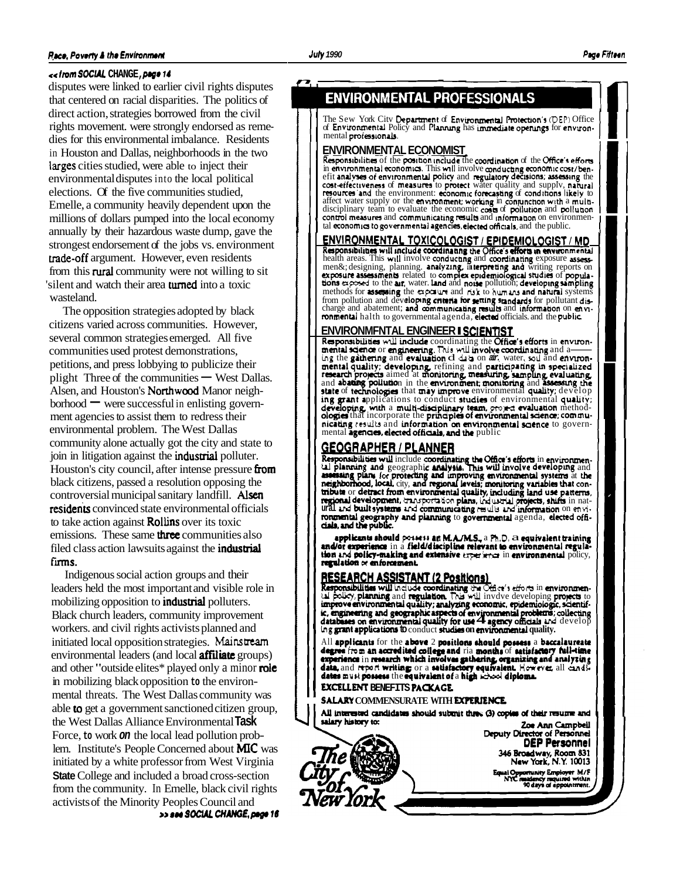*<< from SOCIAL CHANGE, page 14*

disputes were linked to earlier civil rights disputes that centered on racial disparities. The politics of direct action, strategies borrowed from the civil rights movement. were strongly endorsed as remedies for this environmental imbalance. Residents in Houston and Dallas, neighborhoods in the two larges cities studied, were able to inject their environmental disputes into the local political elections. Of the five communities studied, Emelle, a community heavily dependent upon the millions of dollars pumped into the local economy annually by their hazardous waste dump, gave the strongest endorsement of the jobs vs. environment trade-off argument. However, even residents from this rural community were not willing to sit 'silent and watch their area turned into a toxic wasteland.

The opposition strategies adopted by black citizens varied across communities. However, several common strategies emerged. All five communities used protest demonstrations, petitions, and press lobbying to publicize their plight Three of the communities — West Dallas. Alsen, and Houston's Northwood Manor neighborhood — were successful in enlisting government agencies to assist them to redress their environmental problem. The West Dallas community alone actually got the city and state to join in litigation against the industrial polluter. Houston's city council, after intense pressure from black citizens, passed a resolution opposing the controversial municipal sanitary landfill. Alsen residents convinced state environmental officials to take action against Rollins over its toxic emissions. These same three communities also filed class action lawsuits against the industrial firms.

Indigenous social action groups and their leaders held the most important and visible role in mobilizing opposition to industrial polluters. Black church leaders, community improvement workers. and civil rights activists planned and initiated local opposition strategies. Mainstream environmental leaders (and local affiliate groups) and other "outside elites* played only a minor role in mobilizing black opposition to the environmental threats. The West Dallas community was able to get a government sanctioned citizen group, the West Dallas Alliance Environmental Task Force, to work on the local lead pollution problem. Institute's People Concerned about MIC was initiated by a white professor from West Virginia State College and included a broad cross-section from the community. In Emelle, black civil rights activists of the Minority Peoples Council and

*>> see SOCIAL CHANGE, page 16*

## ENVIRONMENTAL PROFESSIONALS

The Sew York City Department of Environmental Protection's (DEP) Office of Environmental Policy and Planning has immediate openings for environmental professionals.

### ENVIRONMENTAL ECONOMIST

Responsibilities of the position include the coordination of the Office's efforts in environmental economics. This will involve conducting economic cost/benefit analyses of environmental policy and regulatory decisions; assessing the cost-effectiveness of measures to protect water quality and supply, natural resources and the environment: economic forecasting of conditions likely to affect water supply or the environment; working in conjunction with a multidisciplinary team to evaluate the economic costs of pollution and pollution control measures and communicating results and information on environmental economics to governmental agencies, elected officials, and the public.

### ENVIRONMENTAL TOXICOLOGIST / EPIDEMIOLOGIST / MD

Responsibilities will include coordinating the Office's efforts in environmental health areas. This will involve conducting and coordinating exposure assessmen&; designing, planning. analyzing, interpreting and writing reports on exposure assessments related to complex epidemiological studies of populations exposed to the air, water. land and noise pollution; developing sampling methods for assessing the exposure and risk to humans and natural systems from pollution and developing criteria for setting standards for pollutant discharge and abatement; and communicating results and information on environmental halth to governmental agenda, elected officials. and the public.

### ENVIRONMFNTAL ENGINEER / SCIENTIST

Responsibilities will include coordinating the Office's efforts in environmental science or engineering. This will involve coordinating and a—— ing the gathering and evaluation of data on air. water, soil and environmental quality; developing, refining and participating in specialized research projects aimed at monitoring, measuring, sampling, evaluating, and abating pollution in the environment; monitoring and assessing the state of technologies that may improve environmental quality; develop ing grant applications to conduct studies of environmental quality; developing, with a multi-disciplinary team, project evaluation methodologies that incorporate the principles of environmental science; communicating results and information on environmental science to governmental agencies, elected officials, and the public

### GEOGRAPHER / PLANNER

Responsibilities will include coordinating the Office's efforts in environmental planning and geographic analysis. This will involve developing and assessing plans for protecting and improving environmental systems at the neighborhood, local, city, and regional levels; monitoring variables that contribute or detract from environmental quality, including land use patterns, regional development, transportation plans, industrial projects, shifts in natural and built systems and communicating results and information on environmental geography and planning to governmental agenda, elected officials, and the public.

**applicants should possess an M.A./M.S., a Ph.D. a equivalent training and/or experience in a field/discipline relevant to environmental regulation and policy-making and extensive experience in environmental policy, regulation or enforcement.**

### RESEARCH ASSISTANT (2 Positions)

Responsibilities will include coordinating the Office's efforts in environmental policy, planning and regulation. This will invdve developing projects to improve environmental quality; analyzing economic, epidemiologic, scientific, engineering and geographic aspects of environmental problems; collecting databases on environmental quality for use 4 agency officials and develop ing grant applications to conduct studies on environmental quality.

All applicants for the above 2 positions should possess a baccalaureate degree from an accredited college and ria months of satisfactory full-time experience in research which involves gathering, organizing and analyzing data, and report writing; or a satisfactory equivalent. However, all candidates must possess the equivalent of a high school diploma.

**EXCELLENT BENEFITS PACKAGE.**

**SALARY COMMENSURATE WITH EXPERIENCE.**

**All interested candidates should submit three (3) copies of their resume and salary history to:**

Zoe Ann Campbell
Deputy Director of Personnel
**DEP Personnel**
346 Broadway, Room 831
New York, N.Y. 10013

The City of New York

Equal Opportunity Employer M/F
NYC residency required within 90 days of appointment.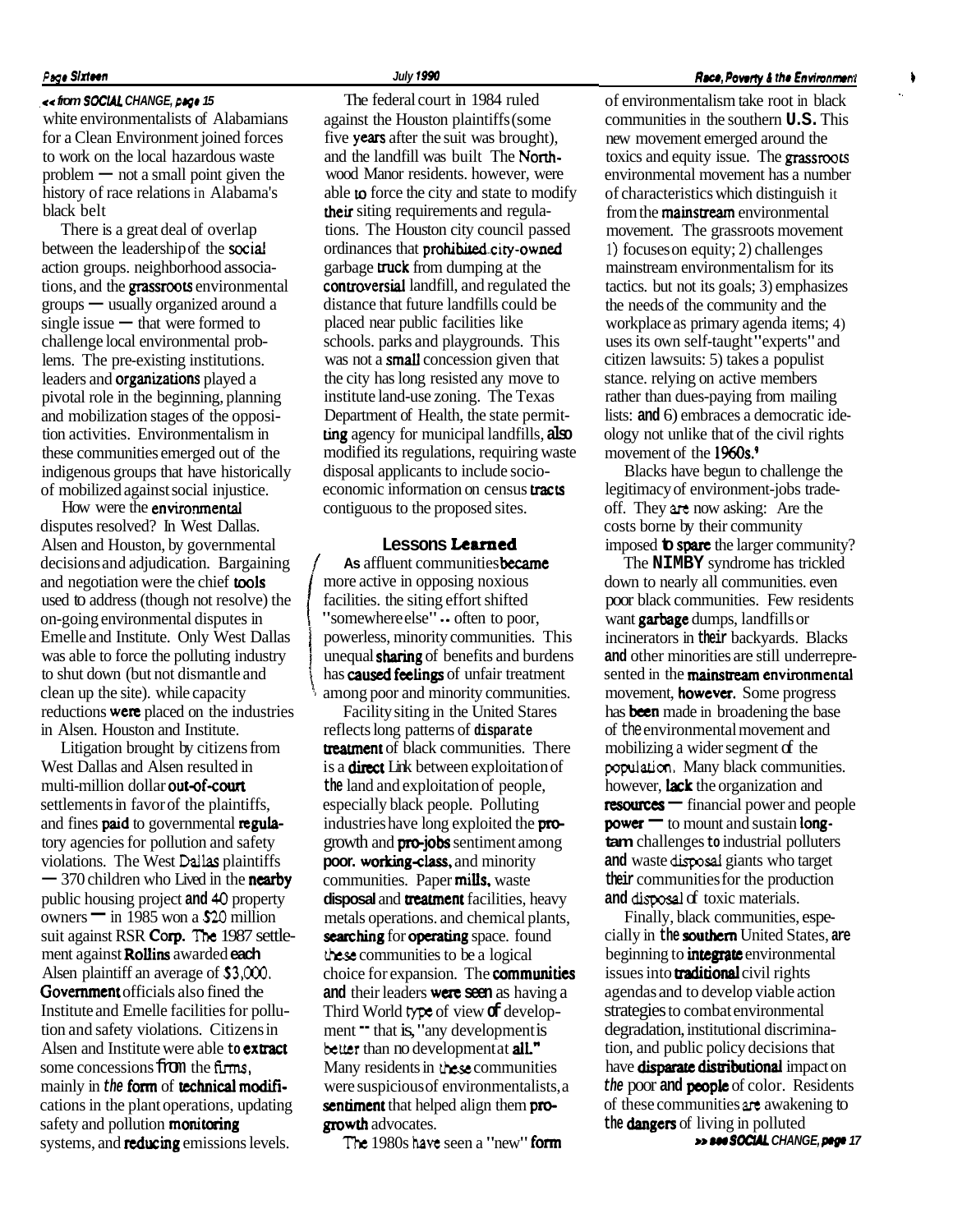*<< from SOCIAL CHANGE, page 15*

white environmentalists of Alabamians for a Clean Environment joined forces to work on the local hazardous waste problem — not a small point given the history of race relations in Alabama's black belt

There is a great deal of overlap between the leadership of the social action groups. neighborhood associations, and the grassroots environmental groups — usually organized around a single issue — that were formed to challenge local environmental problems. The pre-existing institutions. leaders and organizations played a pivotal role in the beginning, planning and mobilization stages of the opposition activities. Environmentalism in these communities emerged out of the indigenous groups that have historically of mobilized against social injustice.

How were the environmental disputes resolved? In West Dallas. Alsen and Houston, by governmental decisions and adjudication. Bargaining and negotiation were the chief tools used to address (though not resolve) the on-going environmental disputes in Emelle and Institute. Only West Dallas was able to force the polluting industry to shut down (but not dismantle and clean up the site). while capacity reductions were placed on the industries in Alsen. Houston and Institute.

Litigation brought by citizens from West Dallas and Alsen resulted in multi-million dollar out-of-court settlements in favor of the plaintiffs, and fines paid to governmental regulatory agencies for pollution and safety violations. The West Dallas plaintiffs — 370 children who Lived in the nearby public housing project and 40 property owners — in 1985 won a $20 million suit against RSR Corp. The 1987 settlement against Rollins awarded each Alsen plaintiff an average of $3,000. Government officials also fined the Institute and Emelle facilities for pollution and safety violations. Citizens in Alsen and Institute were able to extract some concessions from the firms, mainly in the form of technical modifications in the plant operations, updating safety and pollution monitoring systems, and reducing emissions levels.

The federal court in 1984 ruled against the Houston plaintiffs (some five years after the suit was brought), and the landfill was built The Northwood Manor residents. however, were able to force the city and state to modify their siting requirements and regulations. The Houston city council passed ordinances that prohibited city-owned garbage truck from dumping at the controversial landfill, and regulated the distance that future landfills could be placed near public facilities like schools. parks and playgrounds. This was not a small concession given that the city has long resisted any move to institute land-use zoning. The Texas Department of Health, the state permitting agency for municipal landfills, also modified its regulations, requiring waste disposal applicants to include socioeconomic information on census tracts contiguous to the proposed sites.

## Lessons Learned

As affluent communities became more active in opposing noxious facilities. the siting effort shifted "somewhere else" .. often to poor, powerless, minority communities. This unequal sharing of benefits and burdens has caused feelings of unfair treatment among poor and minority communities.

Facility siting in the United Stares reflects long patterns of disparate treatment of black communities. There is a direct Link between exploitation of the land and exploitation of people, especially black people. Polluting industries have long exploited the pro-growth and pro-jobs sentiment among poor. working-class, and minority communities. Paper mills, waste disposal and treatment facilities, heavy metals operations. and chemical plants, searching for operating space. found these communities to be a logical choice for expansion. The communities and their leaders were seen as having a Third World type of view of development -- that is, "any development is better than no development at all." Many residents in these communities were suspicious of environmentalists, a sentiment that helped align them pro-growth advocates.

The 1980s have seen a "new" form of environmentalism take root in black communities in the southern U.S. This new movement emerged around the toxics and equity issue. The grassroots environmental movement has a number of characteristics which distinguish it from the mainstream environmental movement. The grassroots movement 1) focuses on equity; 2) challenges mainstream environmentalism for its tactics. but not its goals; 3) emphasizes the needs of the community and the workplace as primary agenda items; 4) uses its own self-taught "experts" and citizen lawsuits: 5) takes a populist stance. relying on active members rather than dues-paying from mailing lists: and 6) embraces a democratic ideology not unlike that of the civil rights movement of the 1960s.[9]

Blacks have begun to challenge the legitimacy of environment-jobs tradeoff. They are now asking: Are the costs borne by their community imposed to spare the larger community?

The NIMBY syndrome has trickled down to nearly all communities. even poor black communities. Few residents want garbage dumps, landfills or incinerators in their backyards. Blacks and other minorities are still underrepresented in the mainstream environmental movement, however. Some progress has been made in broadening the base of the environmental movement and mobilizing a wider segment of the population. Many black communities. however, lack the organization and resources — financial power and people power — to mount and sustain long-tam challenges to industrial polluters and waste disposal giants who target their communities for the production and disposal of toxic materials.

Finally, black communities, especially in the southern United States, are beginning to integrate environmental issues into traditional civil rights agendas and to develop viable action strategies to combat environmental degradation, institutional discrimination, and public policy decisions that have disparate distributional impact on the poor and people of color. Residents of these communities are awakening to the dangers of living in polluted

*>> see SOCIAL CHANGE, page 17*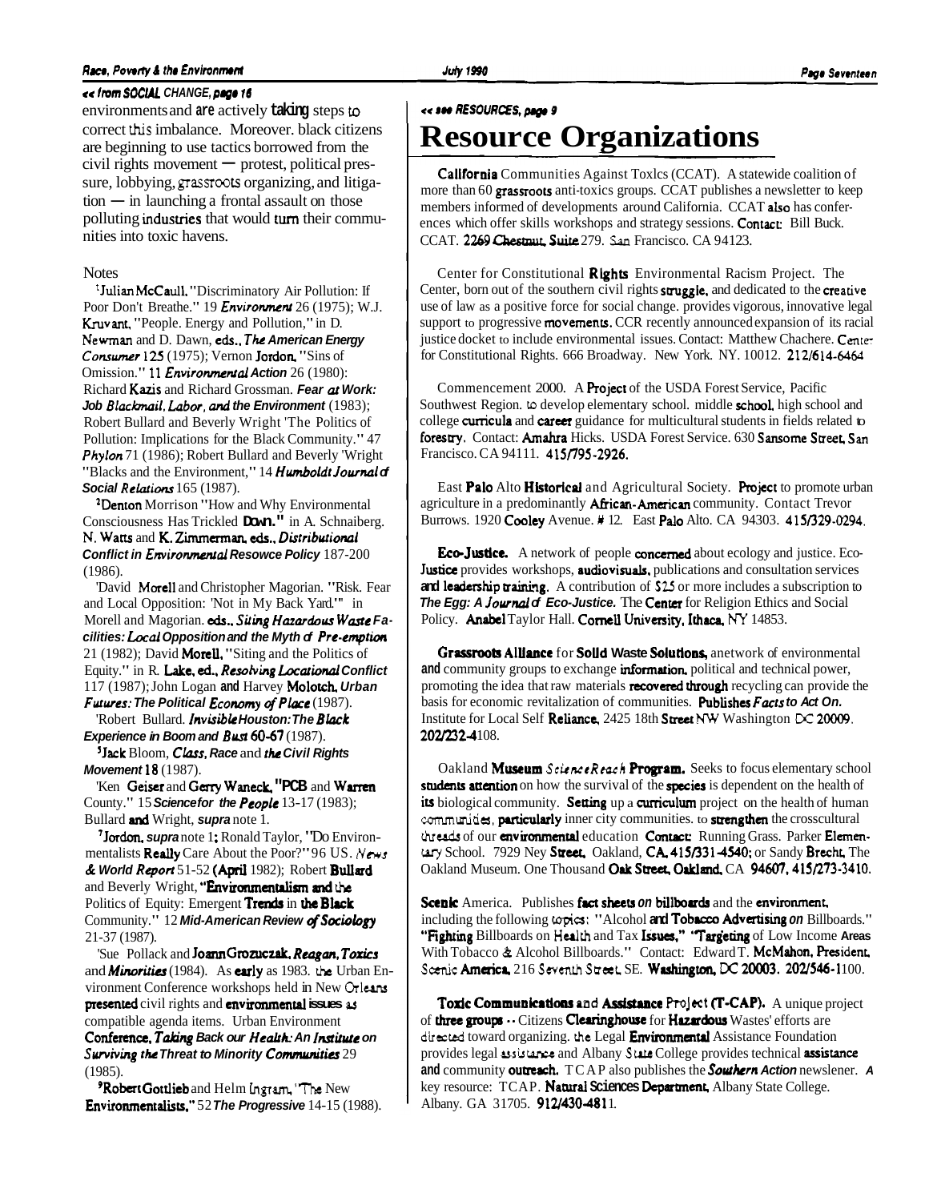*<< from SOCIAL CHANGE, page 16*

environments and are actively taking steps to correct this imbalance. Moreover. black citizens are beginning to use tactics borrowed from the civil rights movement — protest, political pressure, lobbying, grassroots organizing, and litigation — in launching a frontal assault on those polluting industries that would turn their communities into toxic havens.

Notes

[1]Julian McCaull. "Discriminatory Air Pollution: If Poor Don't Breathe." 19 *Environment* 26 (1975); W.J. Kruvant, "People. Energy and Pollution," in D. Newman and D. Dawn, eds., *The American Energy Consumer* 125 (1975); Vernon Jordon. "Sins of Omission." 11 *Environmental Action* 26 (1980): Richard Kazis and Richard Grossman. ***Fear at Work: Job Blackmail, Labor, and the Environment*** (1983); Robert Bullard and Beverly Wright 'The Politics of Pollution: Implications for the Black Community." 47 *Phylon* 71 (1986); Robert Bullard and Beverly 'Wright "Blacks and the Environment," 14 ***Humboldt Journal of Social Relations*** 165 (1987).

[2]Denton Morrison "How and Why Environmental Consciousness Has Trickled Down." in A. Schnaiberg. N. Watts and K. Zimmerman. eds., ***Distributional Conflict in Environmental Resowce Policy*** 187-200 (1986).

[3]David Morell and Christopher Magorian. "Risk. Fear and Local Opposition: 'Not in My Back Yard.'" in Morell and Magorian. eds., ***Siting Hazardous Waste Facilities: Local Opposition and the Myth of Pre-emption*** 21 (1982); David Morell, "Siting and the Politics of Equity." in R. Lake, ed., ***Resolving Locational Conflict*** 117 (1987); John Logan and Harvey Molotch. ***Urban Futures: The Political Economy of Place*** (1987).

[4]Robert Bullard. ***Invisible Houston: The Black Experience in Boom and Bust*** 60-67 (1987).

[5]Jack Bloom, ***Class, Race and the Civil Rights Movement*** 18 (1987).

[6]Ken Geiser and Gerry Waneck, "PCB and Warren County." 15 ***Science for the People*** 13-17 (1983); Bullard and Wright, ***supra*** note 1.

[7]Jordon, ***supra*** note 1; Ronald Taylor, "Do Environmentalists Really Care About the Poor?" 96 US. ***News & World Report*** 51-52 (April 1982); Robert Bullard and Beverly Wright, "Environmentalism and the Politics of Equity: Emergent Trends in the Black Community." 12 ***Mid-American Review of Sociology*** 21-37 (1987).

[8]Sue Pollack and Joann Grozuczak, ***Reagan, Toxics and Minorities*** (1984). As early as 1983. the Urban Environment Conference workshops held in New Orleans presented civil rights and environmental issues as compatible agenda items. Urban Environment Conference, ***Taking Back our Health: An Institute on Surviving the Threat to Minority Communities*** 29 (1985).

[9]Robert Gottlieb and Helm Ingram, 'The New Environmentalists." 52 ***The Progressive*** 14-15 (1988).

*<< see RESOURCES, page 9*

# Resource Organizations

**California** Communities Against Toxics (CCAT). A statewide coalition of more than 60 grassroots anti-toxics groups. CCAT publishes a newsletter to keep members informed of developments around California. CCAT also has conferences which offer skills workshops and strategy sessions. Contact: Bill Buck. CCAT. 2269 Chestnut, Suite 279. San Francisco. CA 94123.

Center for Constitutional **Rights** Environmental Racism Project. The Center, born out of the southern civil rights struggle, and dedicated to the creative use of law as a positive force for social change. provides vigorous, innovative legal support to progressive movements. CCR recently announced expansion of its racial justice docket to include environmental issues. Contact: Matthew Chachere. Center for Constitutional Rights. 666 Broadway. New York. NY. 10012. 212/614-6464

Commencement 2000. A Project of the USDA Forest Service, Pacific Southwest Region. to develop elementary school. middle school, high school and college curricula and career guidance for multicultural students in fields related to forestry. Contact: Amahra Hicks. USDA Forest Service. 630 Sansome Street, San Francisco. CA 94111. 415/795-2926.

East Palo Alto **Historical** and Agricultural Society. Project to promote urban agriculture in a predominantly African-American community. Contact Trevor Burrows. 1920 Cooley Avenue. # 12. East Palo Alto. CA 94303. 415/329-0294.

**Eco-Justice.** A network of people concerned about ecology and justice. Eco-Justice provides workshops, audiovisuals, publications and consultation services and leadership training. A contribution of $25 or more includes a subscription to ***The Egg: A Journal of Eco-Justice.*** The Center for Religion Ethics and Social Policy. Anabel Taylor Hall. Cornell University, Ithaca, NY 14853.

**Grassroots Alliance** for **Solid Waste Solutions,** anetwork of environmental and community groups to exchange information, political and technical power, promoting the idea that raw materials recovered through recycling can provide the basis for economic revitalization of communities. Publishes ***Facts to Act On.*** Institute for Local Self Reliance, 2425 18th Street NW Washington DC 20009. 202/232-4108.

Oakland **Museum** *ScienceReach* **Program.** Seeks to focus elementary school students attention on how the survival of the species is dependent on the health of its biological community. Setting up a curriculum project on the health of human communities, particularly inner city communities. to strengthen the crosscultural threads of our environmental education Contact: Running Grass. Parker Elementary School. 7929 Ney Street, Oakland, CA, 415/331-4540; or Sandy Brecht, The Oakland Museum. One Thousand Oak Street, Oakland, CA 94607, 415/273-3410.

**Scenic** America. Publishes fact sheets on billboards and the environment, including the following topics: "Alcohol and Tobacco Advertising on Billboards." "Fighting Billboards on Health and Tax Issues," "Targeting of Low Income Areas With Tobacco & Alcohol Billboards." Contact: Edward T. McMahon, President, Scenic America, 216 Seventh Street, SE. Washington, DC 20003. 202/546-1100.

**Toxic Communications** and **Assistance** Project **(T-CAP).** A unique project of three groups -- Citizens Clearinghouse for Hazardous Wastes' efforts are directed toward organizing. the Legal Environmental Assistance Foundation provides legal assistance and Albany State College provides technical assistance and community outreach. TCAP also publishes the ***Southern Action*** newslener. A key resource: TCAP. Natural Sciences Department, Albany State College. Albany. GA 31705. 912/430-4811.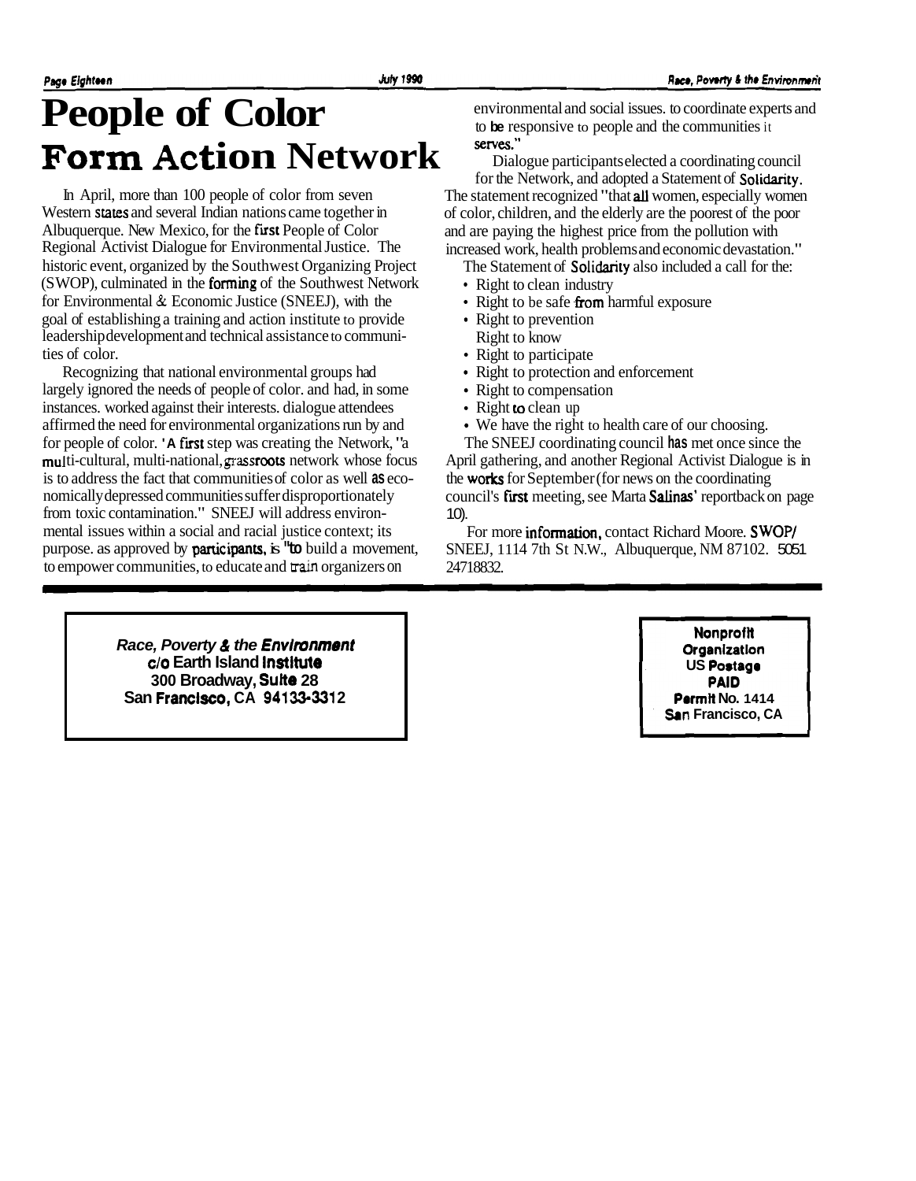# People of Color Form Action Network

In April, more than 100 people of color from seven Western states and several Indian nations came together in Albuquerque. New Mexico, for the first People of Color Regional Activist Dialogue for Environmental Justice. The historic event, organized by the Southwest Organizing Project (SWOP), culminated in the forming of the Southwest Network for Environmental & Economic Justice (SNEEJ), with the goal of establishing a training and action institute to provide leadership development and technical assistance to communities of color.

Recognizing that national environmental groups had largely ignored the needs of people of color. and had, in some instances. worked against their interests. dialogue attendees affirmed the need for environmental organizations run by and for people of color. 'A first step was creating the Network, "a multi-cultural, multi-national, grassroots network whose focus is to address the fact that communities of color as well as economically depressed communities suffer disproportionately from toxic contamination." SNEEJ will address environmental issues within a social and racial justice context; its purpose. as approved by participants, is "to build a movement, to empower communities, to educate and train organizers on environmental and social issues. to coordinate experts and to be responsive to people and the communities it serves."

Dialogue participants elected a coordinating council for the Network, and adopted a Statement of Solidarity. The statement recognized "that all women, especially women of color, children, and the elderly are the poorest of the poor and are paying the highest price from the pollution with increased work, health problems and economic devastation."

The Statement of Solidarity also included a call for the:

- Right to clean industry
- Right to be safe from harmful exposure
- Right to prevention
- Right to know
- Right to participate
- Right to protection and enforcement
- Right to compensation
- Right to clean up
- We have the right to health care of our choosing.

The SNEEJ coordinating council has met once since the April gathering, and another Regional Activist Dialogue is in the works for September (for news on the coordinating council's first meeting, see Marta Salinas' reportback on page 10).

For more information, contact Richard Moore. SWOP/SNEEJ, 1114 7th St N.W., Albuquerque, NM 87102. 5051 24718832.

---

*Race, Poverty & the Environment*
c/o Earth Island Institute
300 Broadway, Suite 28
San Francisco, CA 94133-3312

Nonprofit
Organization
US Postage
PAID
Permit No. 1414
San Francisco, CA